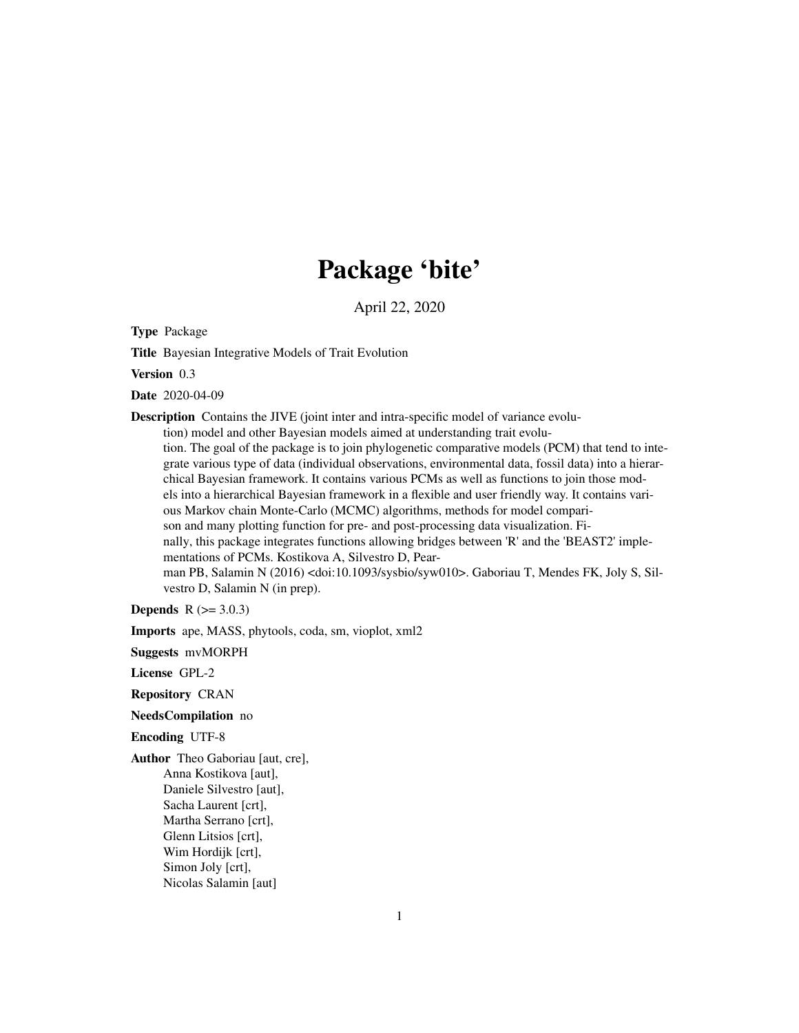# Package 'bite'

April 22, 2020

**Type** Package

**Title** Bayesian Integrative Models of Trait Evolution

**Version** 0.3

**Date** 2020-04-09

**Description** Contains the JIVE (joint inter and intra-specific model of variance evolution) model and other Bayesian models aimed at understanding trait evolution. The goal of the package is to join phylogenetic comparative models (PCM) that tend to integrate various type of data (individual observations, environmental data, fossil data) into a hierarchical Bayesian framework. It contains various PCMs as well as functions to join those models into a hierarchical Bayesian framework in a flexible and user friendly way. It contains various Markov chain Monte-Carlo (MCMC) algorithms, methods for model comparison and many plotting function for pre- and post-processing data visualization. Finally, this package integrates functions allowing bridges between 'R' and the 'BEAST2' implementations of PCMs. Kostikova A, Silvestro D, Pearman PB, Salamin N (2016) <doi:10.1093/sysbio/syw010>. Gaboriau T, Mendes FK, Joly S, Silvestro D, Salamin N (in prep).

**Depends** R (>= 3.0.3)

**Imports** ape, MASS, phytools, coda, sm, vioplot, xml2

**Suggests** mvMORPH

**License** GPL-2

**Repository** CRAN

**NeedsCompilation** no

**Encoding** UTF-8

**Author** Theo Gaboriau [aut, cre],
Anna Kostikova [aut],
Daniele Silvestro [aut],
Sacha Laurent [crt],
Martha Serrano [crt],
Glenn Litsios [crt],
Wim Hordijk [crt],
Simon Joly [crt],
Nicolas Salamin [aut]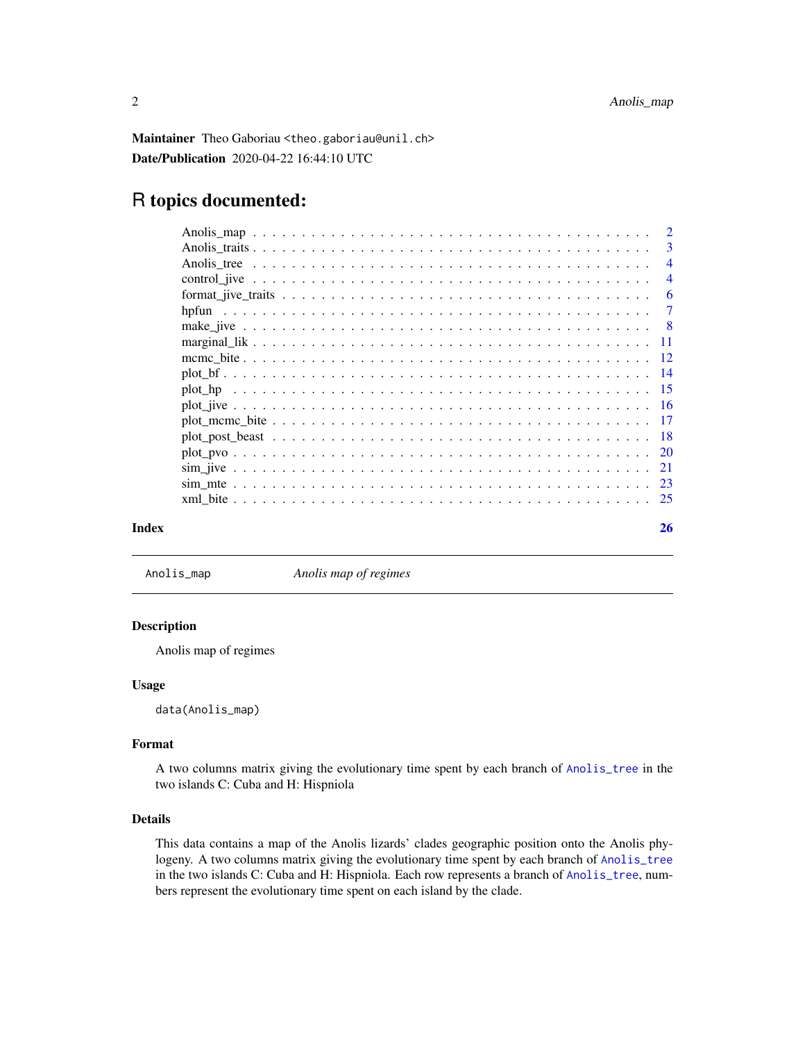**Maintainer** Theo Gaboriau <theo.gaboriau@unil.ch>

**Date/Publication** 2020-04-22 16:44:10 UTC

# R topics documented:

| | |
|---|---|
| Anolis_map | 2 |
| Anolis_traits | 3 |
| Anolis_tree | 4 |
| control_jive | 4 |
| format_jive_traits | 6 |
| hpfun | 7 |
| make_jive | 8 |
| marginal_lik | 11 |
| mcmc_bite | 12 |
| plot_bf | 14 |
| plot_hp | 15 |
| plot_jive | 16 |
| plot_mcmc_bite | 17 |
| plot_post_beast | 18 |
| plot_pvo | 20 |
| sim_jive | 21 |
| sim_mte | 23 |
| xml_bite | 25 |

**Index** 26

---

`Anolis_map` *Anolis map of regimes*

---

## Description

Anolis map of regimes

## Usage

```
data(Anolis_map)
```

## Format

A two columns matrix giving the evolutionary time spent by each branch of `Anolis_tree` in the two islands C: Cuba and H: Hispniola

## Details

This data contains a map of the Anolis lizards' clades geographic position onto the Anolis phylogeny. A two columns matrix giving the evolutionary time spent by each branch of `Anolis_tree` in the two islands C: Cuba and H: Hispniola. Each row represents a branch of `Anolis_tree`, numbers represent the evolutionary time spent on each island by the clade.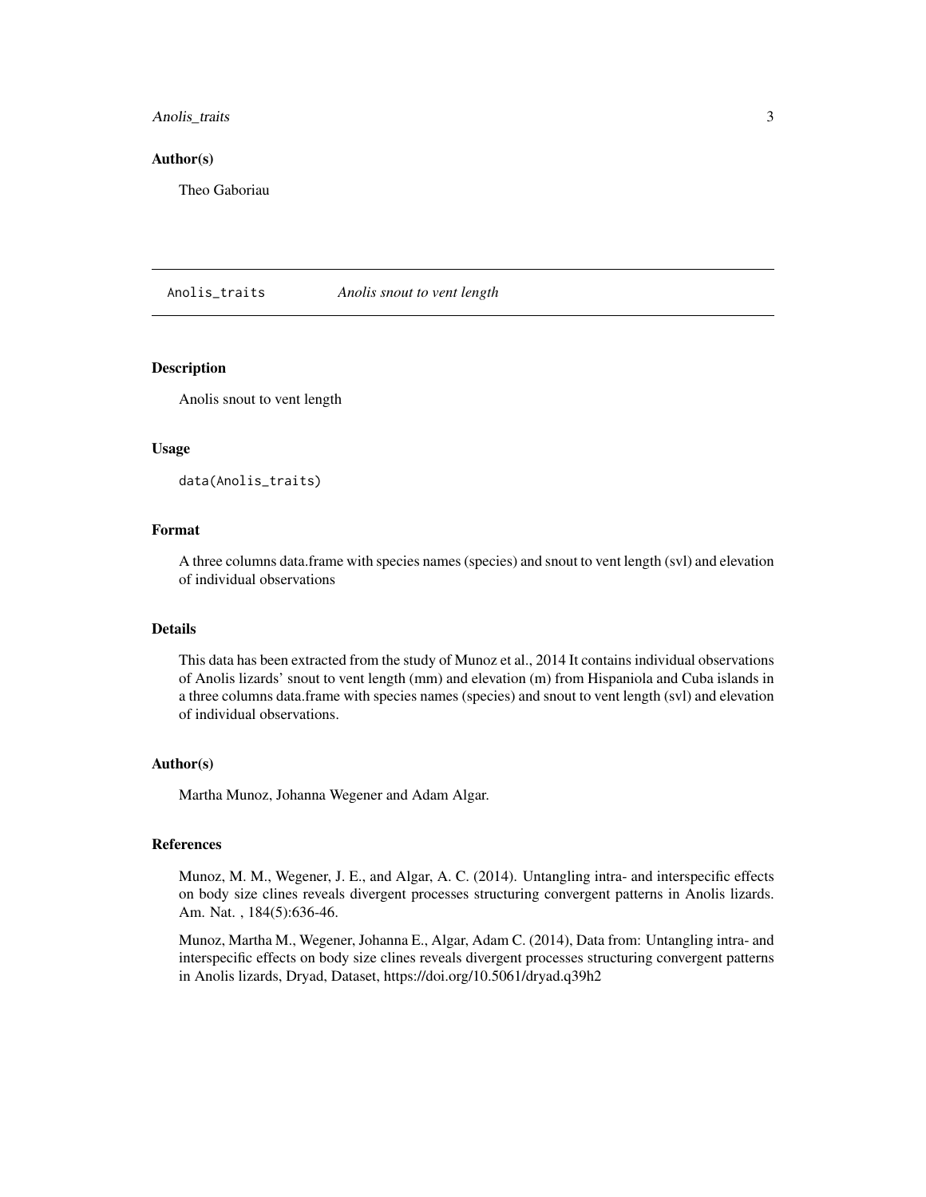## Author(s)

Theo Gaboriau

---

`Anolis_traits` *Anolis snout to vent length*

---

## Description

Anolis snout to vent length

## Usage

```
data(Anolis_traits)
```

## Format

A three columns data.frame with species names (species) and snout to vent length (svl) and elevation of individual observations

## Details

This data has been extracted from the study of Munoz et al., 2014 It contains individual observations of Anolis lizards' snout to vent length (mm) and elevation (m) from Hispaniola and Cuba islands in a three columns data.frame with species names (species) and snout to vent length (svl) and elevation of individual observations.

## Author(s)

Martha Munoz, Johanna Wegener and Adam Algar.

## References

Munoz, M. M., Wegener, J. E., and Algar, A. C. (2014). Untangling intra- and interspecific effects on body size clines reveals divergent processes structuring convergent patterns in Anolis lizards. Am. Nat. , 184(5):636-46.

Munoz, Martha M., Wegener, Johanna E., Algar, Adam C. (2014), Data from: Untangling intra- and interspecific effects on body size clines reveals divergent processes structuring convergent patterns in Anolis lizards, Dryad, Dataset, https://doi.org/10.5061/dryad.q39h2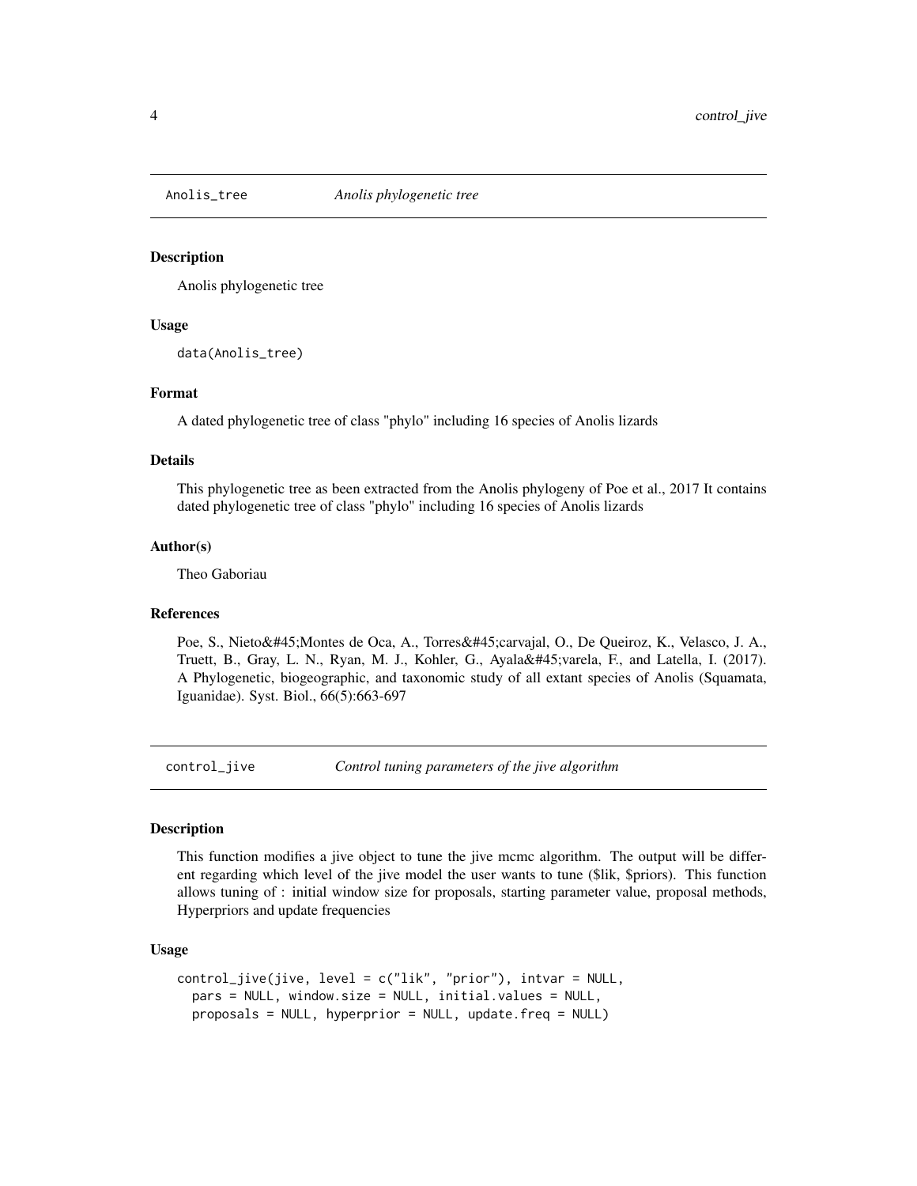## Anolis_tree *Anolis phylogenetic tree*

### Description

Anolis phylogenetic tree

### Usage

```
data(Anolis_tree)
```

### Format

A dated phylogenetic tree of class "phylo" including 16 species of Anolis lizards

### Details

This phylogenetic tree as been extracted from the Anolis phylogeny of Poe et al., 2017 It contains dated phylogenetic tree of class "phylo" including 16 species of Anolis lizards

### Author(s)

Theo Gaboriau

### References

Poe, S., Nieto&#45;Montes de Oca, A., Torres&#45;carvajal, O., De Queiroz, K., Velasco, J. A., Truett, B., Gray, L. N., Ryan, M. J., Kohler, G., Ayala&#45;varela, F., and Latella, I. (2017). A Phylogenetic, biogeographic, and taxonomic study of all extant species of Anolis (Squamata, Iguanidae). Syst. Biol., 66(5):663-697

## control_jive *Control tuning parameters of the jive algorithm*

### Description

This function modifies a jive object to tune the jive mcmc algorithm. The output will be different regarding which level of the jive model the user wants to tune ($lik, $priors). This function allows tuning of : initial window size for proposals, starting parameter value, proposal methods, Hyperpriors and update frequencies

### Usage

```
control_jive(jive, level = c("lik", "prior"), intvar = NULL,
  pars = NULL, window.size = NULL, initial.values = NULL,
  proposals = NULL, hyperprior = NULL, update.freq = NULL)
```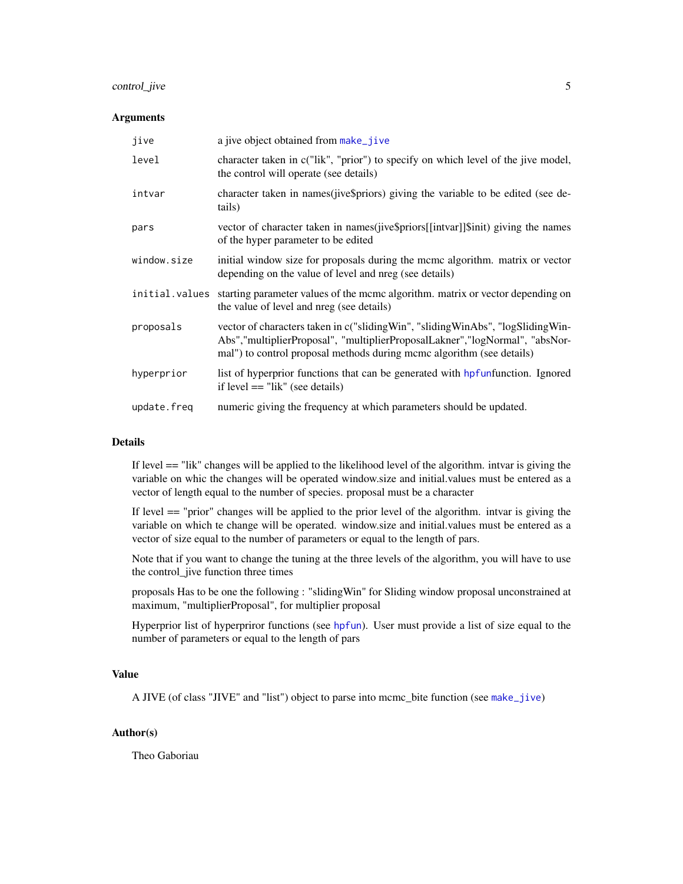### Arguments

| | |
|---|---|
| `jive` | a jive object obtained from `make_jive` |
| `level` | character taken in c("lik", "prior") to specify on which level of the jive model, the control will operate (see details) |
| `intvar` | character taken in names(jive$priors) giving the variable to be edited (see details) |
| `pars` | vector of character taken in names(jive$priors[[intvar]]$init) giving the names of the hyper parameter to be edited |
| `window.size` | initial window size for proposals during the mcmc algorithm. matrix or vector depending on the value of level and nreg (see details) |
| `initial.values` | starting parameter values of the mcmc algorithm. matrix or vector depending on the value of level and nreg (see details) |
| `proposals` | vector of characters taken in c("slidingWin", "slidingWinAbs", "logSlidingWinAbs","multiplierProposal", "multiplierProposalLakner","logNormal", "absNormal") to control proposal methods during mcmc algorithm (see details) |
| `hyperprior` | list of hyperprior functions that can be generated with `hpfun`function. Ignored if level == "lik" (see details) |
| `update.freq` | numeric giving the frequency at which parameters should be updated. |

### Details

If level == "lik" changes will be applied to the likelihood level of the algorithm. intvar is giving the variable on whic the changes will be operated window.size and initial.values must be entered as a vector of length equal to the number of species. proposal must be a character

If level == "prior" changes will be applied to the prior level of the algorithm. intvar is giving the variable on which te change will be operated. window.size and initial.values must be entered as a vector of size equal to the number of parameters or equal to the length of pars.

Note that if you want to change the tuning at the three levels of the algorithm, you will have to use the control_jive function three times

proposals Has to be one the following : "slidingWin" for Sliding window proposal unconstrained at maximum, "multiplierProposal", for multiplier proposal

Hyperprior list of hyperpriror functions (see `hpfun`). User must provide a list of size equal to the number of parameters or equal to the length of pars

### Value

A JIVE (of class "JIVE" and "list") object to parse into mcmc_bite function (see `make_jive`)

### Author(s)

Theo Gaboriau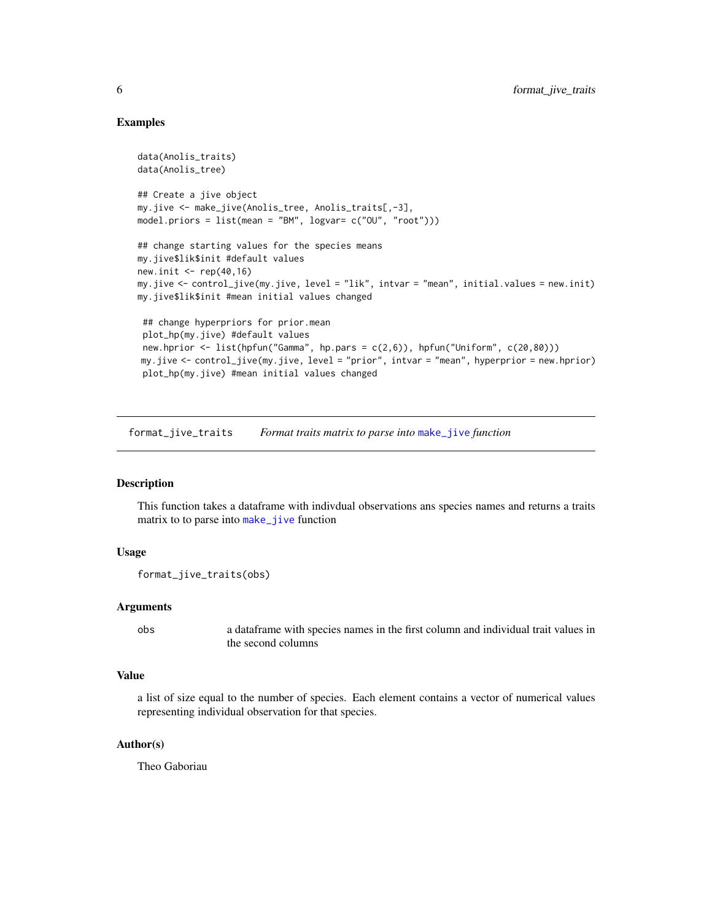## Examples

```
data(Anolis_traits)
data(Anolis_tree)

## Create a jive object
my.jive <- make_jive(Anolis_tree, Anolis_traits[,-3],
model.priors = list(mean = "BM", logvar= c("OU", "root")))

## change starting values for the species means
my.jive$lik$init #default values
new.init <- rep(40,16)
my.jive <- control_jive(my.jive, level = "lik", intvar = "mean", initial.values = new.init)
my.jive$lik$init #mean initial values changed

 ## change hyperpriors for prior.mean
 plot_hp(my.jive) #default values
 new.hprior <- list(hpfun("Gamma", hp.pars = c(2,6)), hpfun("Uniform", c(20,80)))
my.jive <- control_jive(my.jive, level = "prior", intvar = "mean", hyperprior = new.hprior)
 plot_hp(my.jive) #mean initial values changed
```

---

# format_jive_traits — *Format traits matrix to parse into* `make_jive` *function*

## Description

This function takes a dataframe with indivdual observations ans species names and returns a traits matrix to to parse into `make_jive` function

## Usage

```
format_jive_traits(obs)
```

## Arguments

| | |
|---|---|
| `obs` | a dataframe with species names in the first column and individual trait values in the second columns |

## Value

a list of size equal to the number of species. Each element contains a vector of numerical values representing individual observation for that species.

## Author(s)

Theo Gaboriau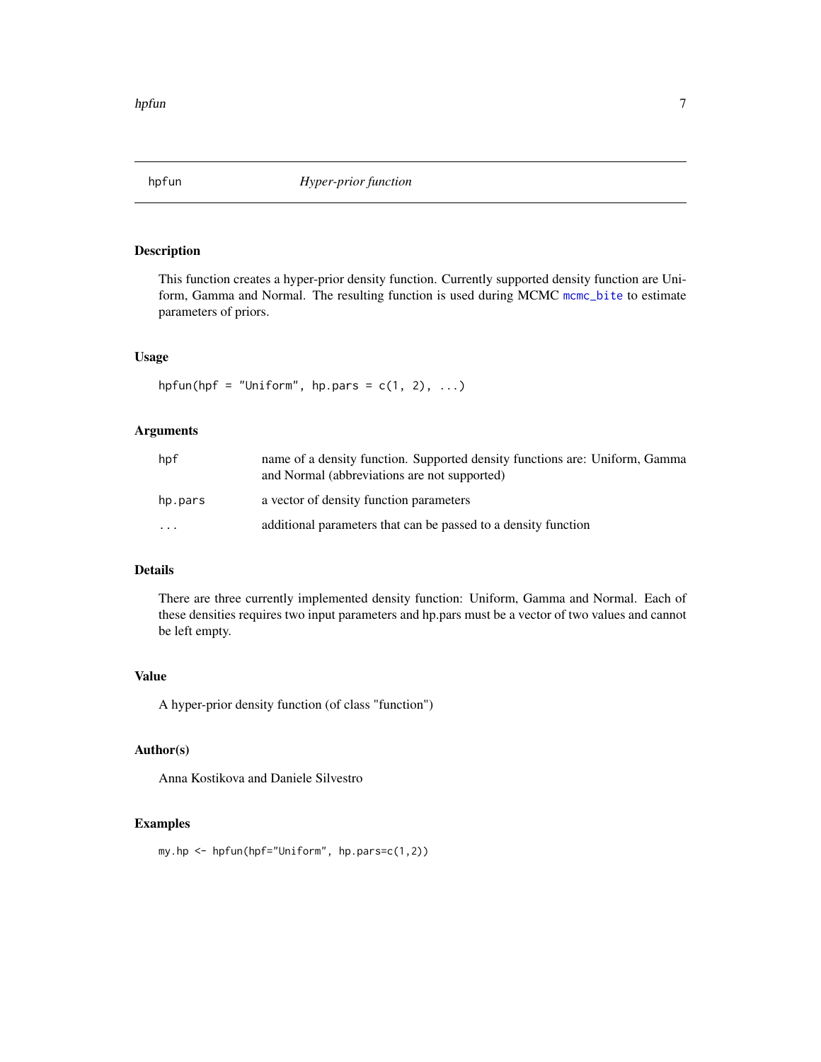# hpfun *Hyper-prior function*

## Description

This function creates a hyper-prior density function. Currently supported density function are Uniform, Gamma and Normal. The resulting function is used during MCMC `mcmc_bite` to estimate parameters of priors.

## Usage

```
hpfun(hpf = "Uniform", hp.pars = c(1, 2), ...)
```

## Arguments

| | |
|---|---|
| `hpf` | name of a density function. Supported density functions are: Uniform, Gamma and Normal (abbreviations are not supported) |
| `hp.pars` | a vector of density function parameters |
| `...` | additional parameters that can be passed to a density function |

## Details

There are three currently implemented density function: Uniform, Gamma and Normal. Each of these densities requires two input parameters and hp.pars must be a vector of two values and cannot be left empty.

## Value

A hyper-prior density function (of class "function")

## Author(s)

Anna Kostikova and Daniele Silvestro

## Examples

```
my.hp <- hpfun(hpf="Uniform", hp.pars=c(1,2))
```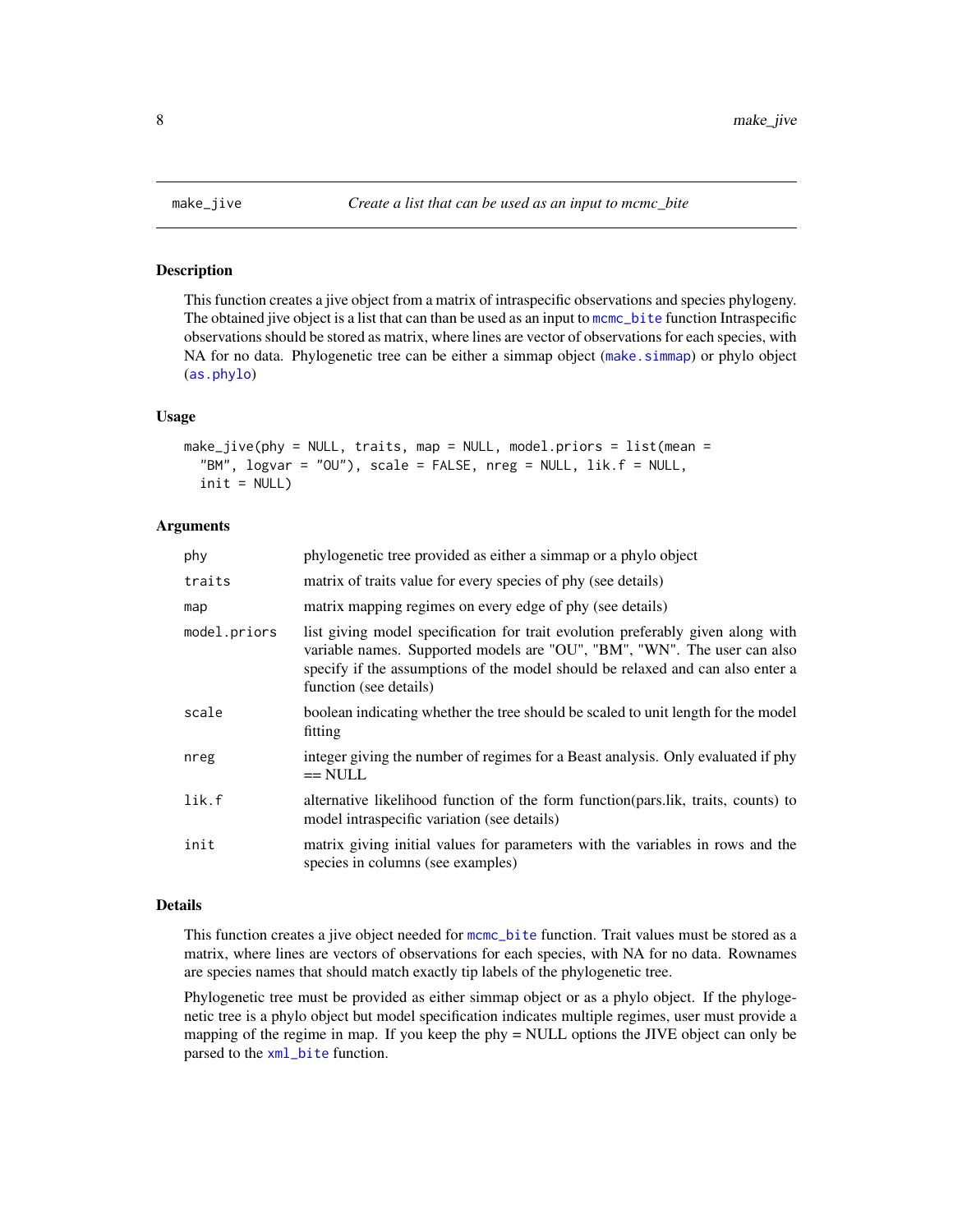# make_jive — *Create a list that can be used as an input to mcmc_bite*

## Description

This function creates a jive object from a matrix of intraspecific observations and species phylogeny. The obtained jive object is a list that can than be used as an input to mcmc_bite function Intraspecific observations should be stored as matrix, where lines are vector of observations for each species, with NA for no data. Phylogenetic tree can be either a simmap object (make.simmap) or phylo object (as.phylo)

## Usage

```
make_jive(phy = NULL, traits, map = NULL, model.priors = list(mean =
  "BM", logvar = "OU"), scale = FALSE, nreg = NULL, lik.f = NULL,
  init = NULL)
```

## Arguments

| | |
|---|---|
| phy | phylogenetic tree provided as either a simmap or a phylo object |
| traits | matrix of traits value for every species of phy (see details) |
| map | matrix mapping regimes on every edge of phy (see details) |
| model.priors | list giving model specification for trait evolution preferably given along with variable names. Supported models are "OU", "BM", "WN". The user can also specify if the assumptions of the model should be relaxed and can also enter a function (see details) |
| scale | boolean indicating whether the tree should be scaled to unit length for the model fitting |
| nreg | integer giving the number of regimes for a Beast analysis. Only evaluated if phy == NULL |
| lik.f | alternative likelihood function of the form function(pars.lik, traits, counts) to model intraspecific variation (see details) |
| init | matrix giving initial values for parameters with the variables in rows and the species in columns (see examples) |

## Details

This function creates a jive object needed for mcmc_bite function. Trait values must be stored as a matrix, where lines are vectors of observations for each species, with NA for no data. Rownames are species names that should match exactly tip labels of the phylogenetic tree.

Phylogenetic tree must be provided as either simmap object or as a phylo object. If the phylogenetic tree is a phylo object but model specification indicates multiple regimes, user must provide a mapping of the regime in map. If you keep the phy = NULL options the JIVE object can only be parsed to the xml_bite function.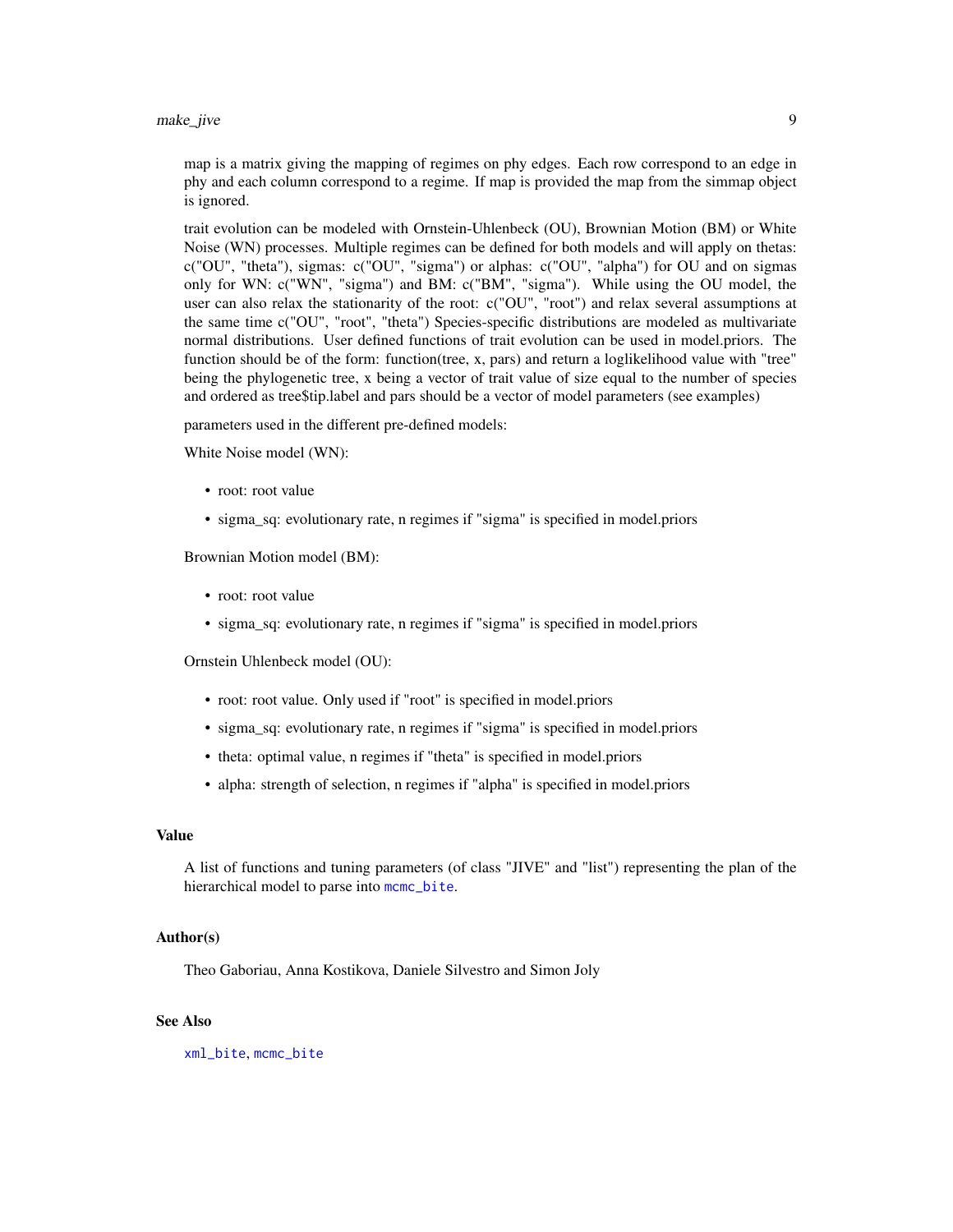map is a matrix giving the mapping of regimes on phy edges. Each row correspond to an edge in phy and each column correspond to a regime. If map is provided the map from the simmap object is ignored.

trait evolution can be modeled with Ornstein-Uhlenbeck (OU), Brownian Motion (BM) or White Noise (WN) processes. Multiple regimes can be defined for both models and will apply on thetas: c("OU", "theta"), sigmas: c("OU", "sigma") or alphas: c("OU", "alpha") for OU and on sigmas only for WN: c("WN", "sigma") and BM: c("BM", "sigma"). While using the OU model, the user can also relax the stationarity of the root: c("OU", "root") and relax several assumptions at the same time c("OU", "root", "theta") Species-specific distributions are modeled as multivariate normal distributions. User defined functions of trait evolution can be used in model.priors. The function should be of the form: function(tree, x, pars) and return a loglikelihood value with "tree" being the phylogenetic tree, x being a vector of trait value of size equal to the number of species and ordered as tree$tip.label and pars should be a vector of model parameters (see examples)

parameters used in the different pre-defined models:

White Noise model (WN):

- root: root value
- sigma_sq: evolutionary rate, n regimes if "sigma" is specified in model.priors

Brownian Motion model (BM):

- root: root value
- sigma_sq: evolutionary rate, n regimes if "sigma" is specified in model.priors

Ornstein Uhlenbeck model (OU):

- root: root value. Only used if "root" is specified in model.priors
- sigma_sq: evolutionary rate, n regimes if "sigma" is specified in model.priors
- theta: optimal value, n regimes if "theta" is specified in model.priors
- alpha: strength of selection, n regimes if "alpha" is specified in model.priors

### Value

A list of functions and tuning parameters (of class "JIVE" and "list") representing the plan of the hierarchical model to parse into `mcmc_bite`.

### Author(s)

Theo Gaboriau, Anna Kostikova, Daniele Silvestro and Simon Joly

### See Also

`xml_bite`, `mcmc_bite`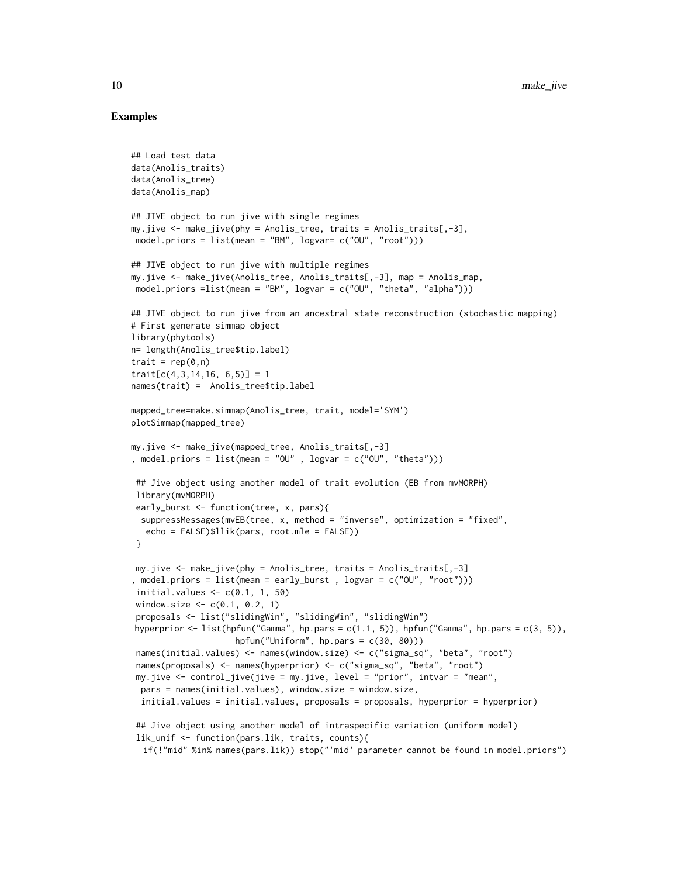## Examples

```
## Load test data
data(Anolis_traits)
data(Anolis_tree)
data(Anolis_map)

## JIVE object to run jive with single regimes
my.jive <- make_jive(phy = Anolis_tree, traits = Anolis_traits[,-3],
 model.priors = list(mean = "BM", logvar= c("OU", "root")))

## JIVE object to run jive with multiple regimes
my.jive <- make_jive(Anolis_tree, Anolis_traits[,-3], map = Anolis_map,
 model.priors =list(mean = "BM", logvar = c("OU", "theta", "alpha")))

## JIVE object to run jive from an ancestral state reconstruction (stochastic mapping)
# First generate simmap object
library(phytools)
n= length(Anolis_tree$tip.label)
trait = rep(0,n)
trait[c(4,3,14,16, 6,5)] = 1
names(trait) =  Anolis_tree$tip.label

mapped_tree=make.simmap(Anolis_tree, trait, model='SYM')
plotSimmap(mapped_tree)

my.jive <- make_jive(mapped_tree, Anolis_traits[,-3]
, model.priors = list(mean = "OU" , logvar = c("OU", "theta")))

 ## Jive object using another model of trait evolution (EB from mvMORPH)
 library(mvMORPH)
 early_burst <- function(tree, x, pars){
  suppressMessages(mvEB(tree, x, method = "inverse", optimization = "fixed",
   echo = FALSE)$llik(pars, root.mle = FALSE))
 }

 my.jive <- make_jive(phy = Anolis_tree, traits = Anolis_traits[,-3]
, model.priors = list(mean = early_burst , logvar = c("OU", "root")))
 initial.values <- c(0.1, 1, 50)
 window.size <- c(0.1, 0.2, 1)
 proposals <- list("slidingWin", "slidingWin", "slidingWin")
 hyperprior <- list(hpfun("Gamma", hp.pars = c(1.1, 5)), hpfun("Gamma", hp.pars = c(3, 5)),
                    hpfun("Uniform", hp.pars = c(30, 80)))
 names(initial.values) <- names(window.size) <- c("sigma_sq", "beta", "root")
 names(proposals) <- names(hyperprior) <- c("sigma_sq", "beta", "root")
 my.jive <- control_jive(jive = my.jive, level = "prior", intvar = "mean",
  pars = names(initial.values), window.size = window.size,
  initial.values = initial.values, proposals = proposals, hyperprior = hyperprior)

 ## Jive object using another model of intraspecific variation (uniform model)
 lik_unif <- function(pars.lik, traits, counts){
   if(!"mid" %in% names(pars.lik)) stop("'mid' parameter cannot be found in model.priors")
```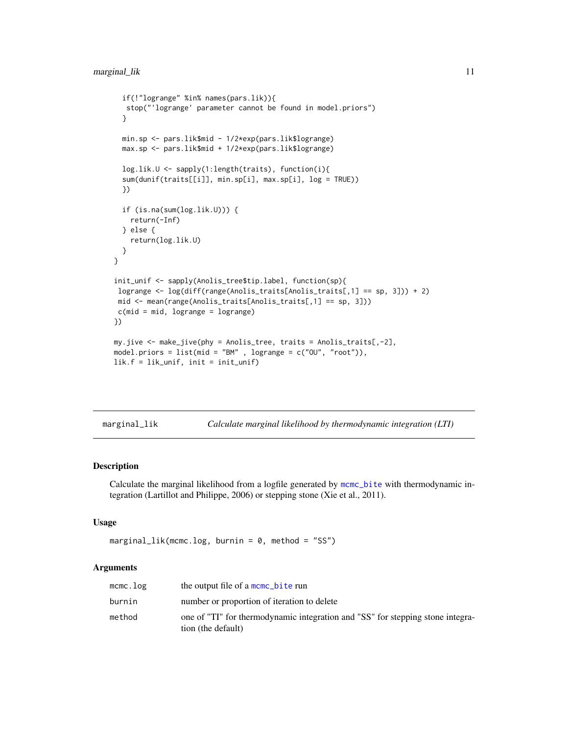```
  if(!"logrange" %in% names(pars.lik)){
   stop("'logrange' parameter cannot be found in model.priors")
  }

  min.sp <- pars.lik$mid - 1/2*exp(pars.lik$logrange)
  max.sp <- pars.lik$mid + 1/2*exp(pars.lik$logrange)

  log.lik.U <- sapply(1:length(traits), function(i){
  sum(dunif(traits[[i]], min.sp[i], max.sp[i], log = TRUE))
  })

  if (is.na(sum(log.lik.U))) {
    return(-Inf)
  } else {
    return(log.lik.U)
  }
}

init_unif <- sapply(Anolis_tree$tip.label, function(sp){
 logrange <- log(diff(range(Anolis_traits[Anolis_traits[,1] == sp, 3])) + 2)
 mid <- mean(range(Anolis_traits[Anolis_traits[,1] == sp, 3]))
 c(mid = mid, logrange = logrange)
})

my.jive <- make_jive(phy = Anolis_tree, traits = Anolis_traits[,-2],
model.priors = list(mid = "BM" , logrange = c("OU", "root")),
lik.f = lik_unif, init = init_unif)
```

## marginal_lik — *Calculate marginal likelihood by thermodynamic integration (LTI)*

### Description

Calculate the marginal likelihood from a logfile generated by mcmc_bite with thermodynamic integration (Lartillot and Philippe, 2006) or stepping stone (Xie et al., 2011).

### Usage

```
marginal_lik(mcmc.log, burnin = 0, method = "SS")
```

### Arguments

| | |
|---|---|
| mcmc.log | the output file of a mcmc_bite run |
| burnin | number or proportion of iteration to delete |
| method | one of "TI" for thermodynamic integration and "SS" for stepping stone integration (the default) |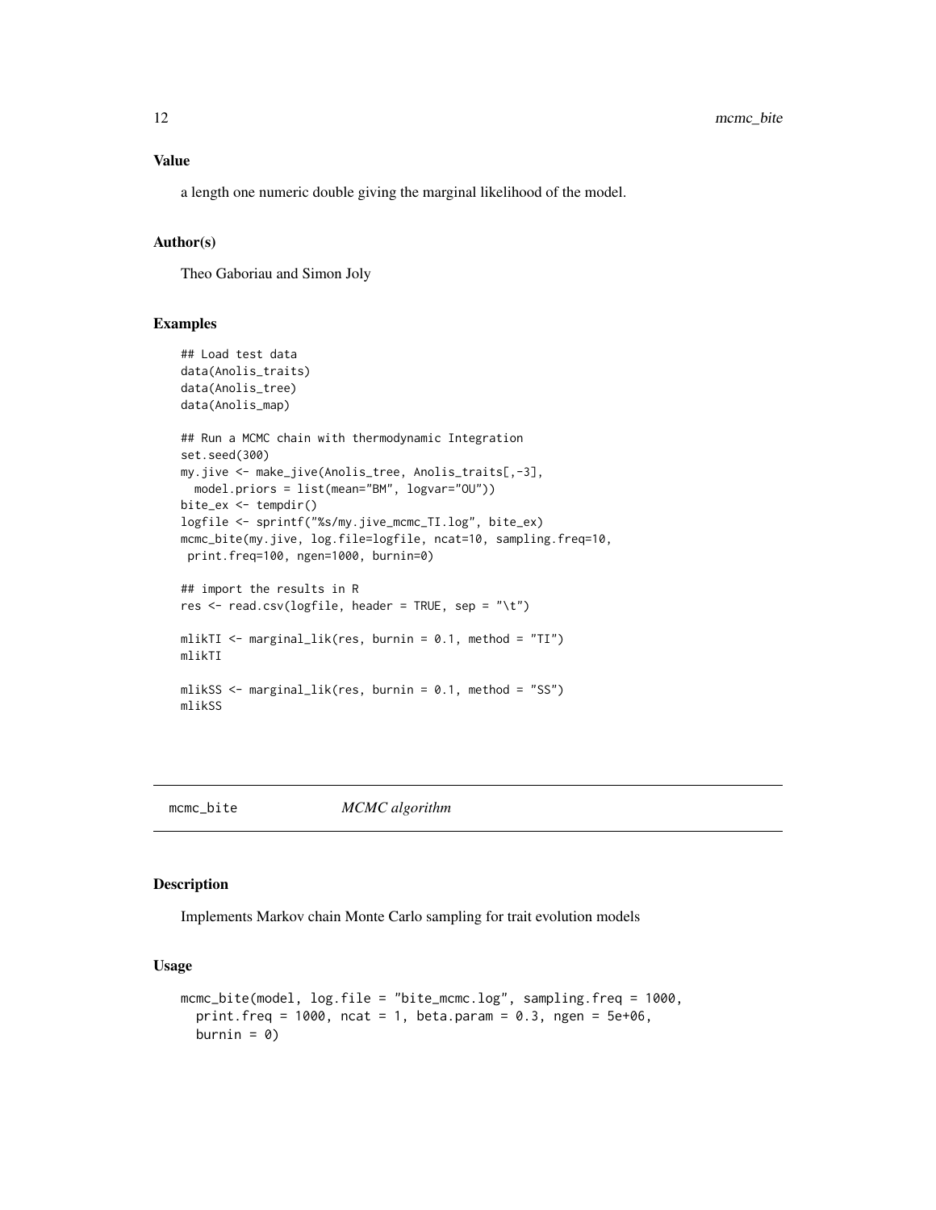### Value

a length one numeric double giving the marginal likelihood of the model.

### Author(s)

Theo Gaboriau and Simon Joly

### Examples

```
## Load test data
data(Anolis_traits)
data(Anolis_tree)
data(Anolis_map)

## Run a MCMC chain with thermodynamic Integration
set.seed(300)
my.jive <- make_jive(Anolis_tree, Anolis_traits[,-3],
  model.priors = list(mean="BM", logvar="OU"))
bite_ex <- tempdir()
logfile <- sprintf("%s/my.jive_mcmc_TI.log", bite_ex)
mcmc_bite(my.jive, log.file=logfile, ncat=10, sampling.freq=10,
 print.freq=100, ngen=1000, burnin=0)

## import the results in R
res <- read.csv(logfile, header = TRUE, sep = "\t")

mlikTI <- marginal_lik(res, burnin = 0.1, method = "TI")
mlikTI

mlikSS <- marginal_lik(res, burnin = 0.1, method = "SS")
mlikSS
```

---

## mcmc_bite *MCMC algorithm*

---

### Description

Implements Markov chain Monte Carlo sampling for trait evolution models

### Usage

```
mcmc_bite(model, log.file = "bite_mcmc.log", sampling.freq = 1000,
  print.freq = 1000, ncat = 1, beta.param = 0.3, ngen = 5e+06,
  burnin = 0)
```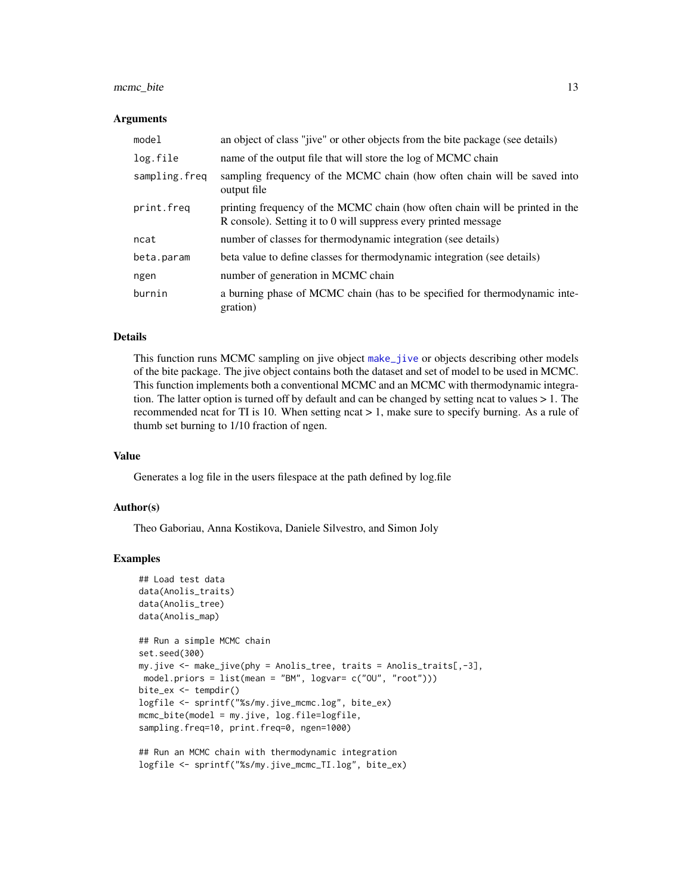### Arguments

| | |
|---|---|
| model | an object of class "jive" or other objects from the bite package (see details) |
| log.file | name of the output file that will store the log of MCMC chain |
| sampling.freq | sampling frequency of the MCMC chain (how often chain will be saved into output file |
| print.freq | printing frequency of the MCMC chain (how often chain will be printed in the R console). Setting it to 0 will suppress every printed message |
| ncat | number of classes for thermodynamic integration (see details) |
| beta.param | beta value to define classes for thermodynamic integration (see details) |
| ngen | number of generation in MCMC chain |
| burnin | a burning phase of MCMC chain (has to be specified for thermodynamic integration) |

### Details

This function runs MCMC sampling on jive object make_jive or objects describing other models of the bite package. The jive object contains both the dataset and set of model to be used in MCMC. This function implements both a conventional MCMC and an MCMC with thermodynamic integration. The latter option is turned off by default and can be changed by setting ncat to values > 1. The recommended ncat for TI is 10. When setting ncat > 1, make sure to specify burning. As a rule of thumb set burning to 1/10 fraction of ngen.

### Value

Generates a log file in the users filespace at the path defined by log.file

### Author(s)

Theo Gaboriau, Anna Kostikova, Daniele Silvestro, and Simon Joly

### Examples

```
## Load test data
data(Anolis_traits)
data(Anolis_tree)
data(Anolis_map)

## Run a simple MCMC chain
set.seed(300)
my.jive <- make_jive(phy = Anolis_tree, traits = Anolis_traits[,-3],
 model.priors = list(mean = "BM", logvar= c("OU", "root")))
bite_ex <- tempdir()
logfile <- sprintf("%s/my.jive_mcmc.log", bite_ex)
mcmc_bite(model = my.jive, log.file=logfile,
sampling.freq=10, print.freq=0, ngen=1000)

## Run an MCMC chain with thermodynamic integration
logfile <- sprintf("%s/my.jive_mcmc_TI.log", bite_ex)
```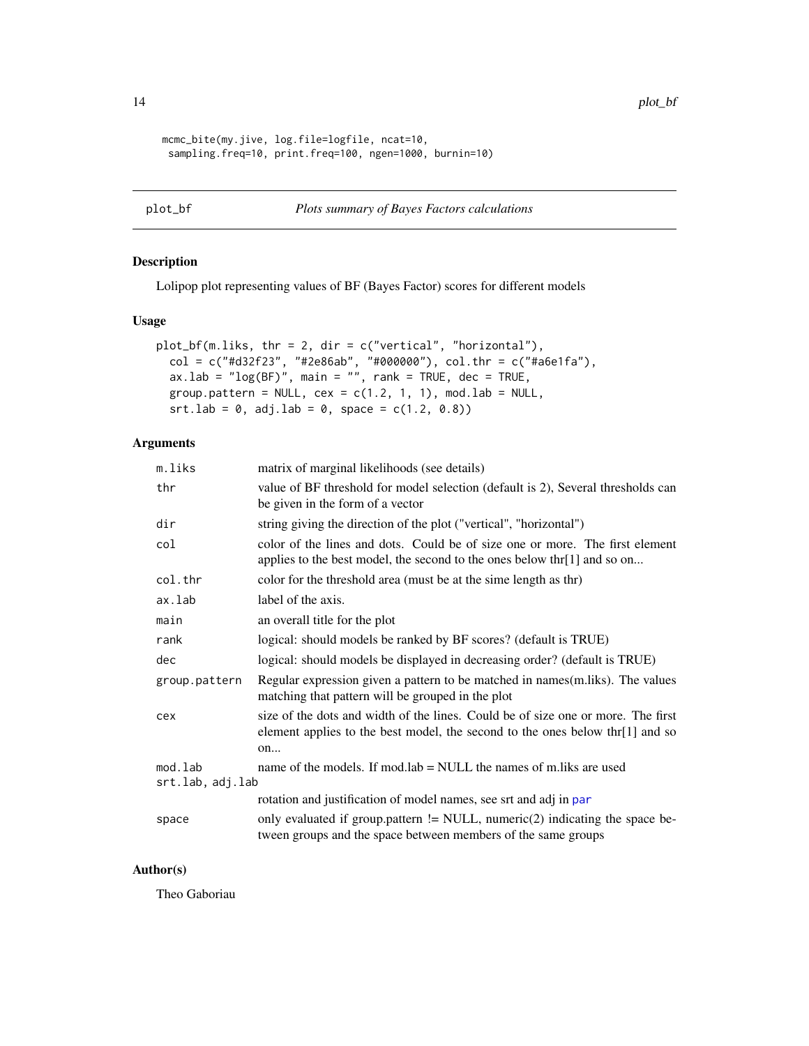```
mcmc_bite(my.jive, log.file=logfile, ncat=10,
  sampling.freq=10, print.freq=100, ngen=1000, burnin=10)
```

## plot_bf — *Plots summary of Bayes Factors calculations*

### Description

Lolipop plot representing values of BF (Bayes Factor) scores for different models

### Usage

```
plot_bf(m.liks, thr = 2, dir = c("vertical", "horizontal"),
  col = c("#d32f23", "#2e86ab", "#000000"), col.thr = c("#a6e1fa"),
  ax.lab = "log(BF)", main = "", rank = TRUE, dec = TRUE,
  group.pattern = NULL, cex = c(1.2, 1, 1), mod.lab = NULL,
  srt.lab = 0, adj.lab = 0, space = c(1.2, 0.8))
```

### Arguments

| | |
|---|---|
| `m.liks` | matrix of marginal likelihoods (see details) |
| `thr` | value of BF threshold for model selection (default is 2), Several thresholds can be given in the form of a vector |
| `dir` | string giving the direction of the plot ("vertical", "horizontal") |
| `col` | color of the lines and dots. Could be of size one or more. The first element applies to the best model, the second to the ones below thr[1] and so on... |
| `col.thr` | color for the threshold area (must be at the sime length as thr) |
| `ax.lab` | label of the axis. |
| `main` | an overall title for the plot |
| `rank` | logical: should models be ranked by BF scores? (default is TRUE) |
| `dec` | logical: should models be displayed in decreasing order? (default is TRUE) |
| `group.pattern` | Regular expression given a pattern to be matched in names(m.liks). The values matching that pattern will be grouped in the plot |
| `cex` | size of the dots and width of the lines. Could be of size one or more. The first element applies to the best model, the second to the ones below thr[1] and so on... |
| `mod.lab` | name of the models. If mod.lab = NULL the names of m.liks are used |
| `srt.lab, adj.lab` | rotation and justification of model names, see srt and adj in par |
| `space` | only evaluated if group.pattern != NULL, numeric(2) indicating the space between groups and the space between members of the same groups |

### Author(s)

Theo Gaboriau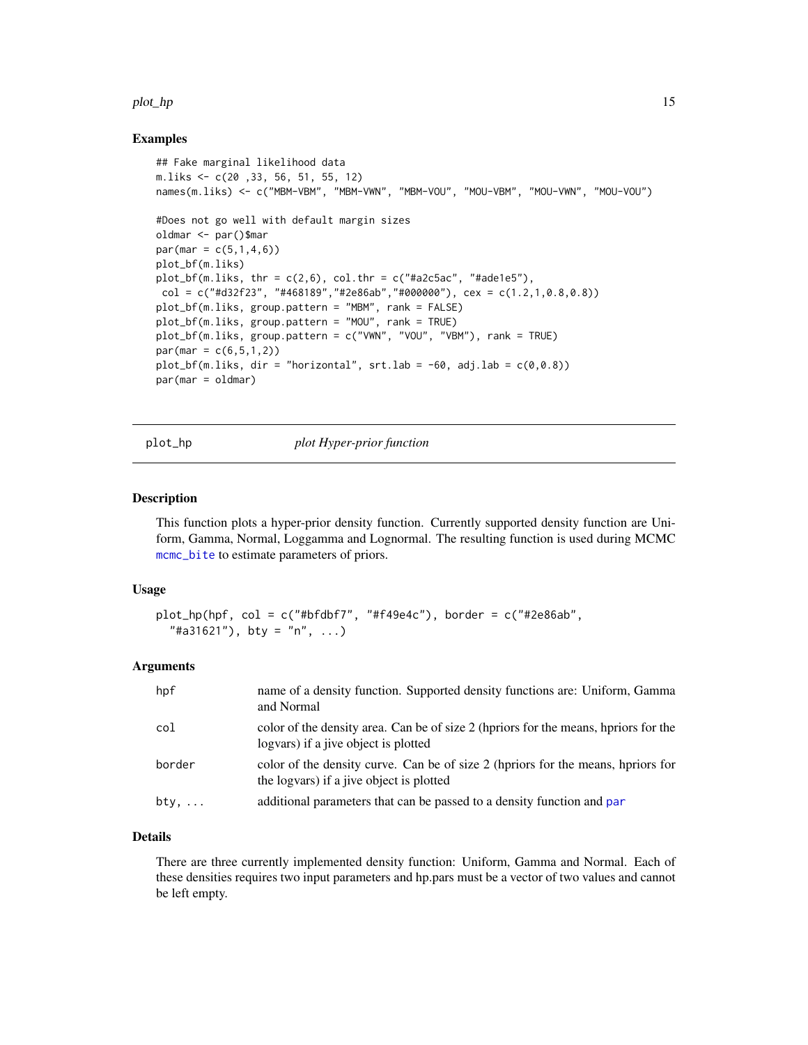## Examples

```
## Fake marginal likelihood data
m.liks <- c(20 ,33, 56, 51, 55, 12)
names(m.liks) <- c("MBM-VBM", "MBM-VWN", "MBM-VOU", "MOU-VBM", "MOU-VWN", "MOU-VOU")

#Does not go well with default margin sizes
oldmar <- par()$mar
par(mar = c(5,1,4,6))
plot_bf(m.liks)
plot_bf(m.liks, thr = c(2,6), col.thr = c("#a2c5ac", "#ade1e5"),
 col = c("#d32f23", "#468189","#2e86ab","#000000"), cex = c(1.2,1,0.8,0.8))
plot_bf(m.liks, group.pattern = "MBM", rank = FALSE)
plot_bf(m.liks, group.pattern = "MOU", rank = TRUE)
plot_bf(m.liks, group.pattern = c("VWN", "VOU", "VBM"), rank = TRUE)
par(mar = c(6,5,1,2))
plot_bf(m.liks, dir = "horizontal", srt.lab = -60, adj.lab = c(0,0.8))
par(mar = oldmar)
```

---

# plot_hp *plot Hyper-prior function*

---

## Description

This function plots a hyper-prior density function. Currently supported density function are Uniform, Gamma, Normal, Loggamma and Lognormal. The resulting function is used during MCMC mcmc_bite to estimate parameters of priors.

## Usage

```
plot_hp(hpf, col = c("#bfdbf7", "#f49e4c"), border = c("#2e86ab",
  "#a31621"), bty = "n", ...)
```

## Arguments

| | |
|---|---|
| hpf | name of a density function. Supported density functions are: Uniform, Gamma and Normal |
| col | color of the density area. Can be of size 2 (hpriors for the means, hpriors for the logvars) if a jive object is plotted |
| border | color of the density curve. Can be of size 2 (hpriors for the means, hpriors for the logvars) if a jive object is plotted |
| bty, ... | additional parameters that can be passed to a density function and par |

## Details

There are three currently implemented density function: Uniform, Gamma and Normal. Each of these densities requires two input parameters and hp.pars must be a vector of two values and cannot be left empty.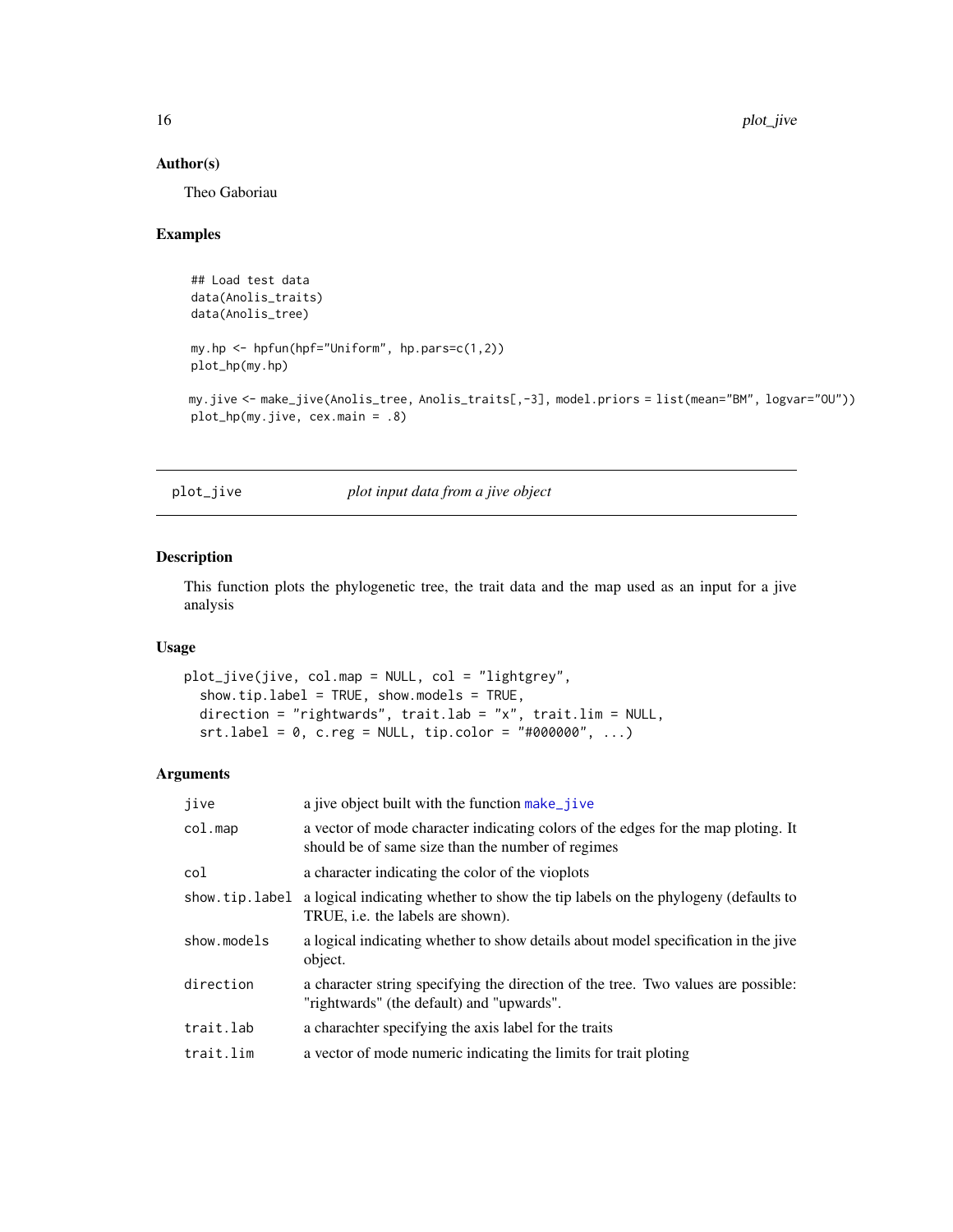### Author(s)

Theo Gaboriau

### Examples

```
## Load test data
data(Anolis_traits)
data(Anolis_tree)

my.hp <- hpfun(hpf="Uniform", hp.pars=c(1,2))
plot_hp(my.hp)

my.jive <- make_jive(Anolis_tree, Anolis_traits[,-3], model.priors = list(mean="BM", logvar="OU"))
plot_hp(my.jive, cex.main = .8)
```

---

## plot_jive *plot input data from a jive object*

### Description

This function plots the phylogenetic tree, the trait data and the map used as an input for a jive analysis

### Usage

```
plot_jive(jive, col.map = NULL, col = "lightgrey",
  show.tip.label = TRUE, show.models = TRUE,
  direction = "rightwards", trait.lab = "x", trait.lim = NULL,
  srt.label = 0, c.reg = NULL, tip.color = "#000000", ...)
```

### Arguments

| | |
|---|---|
| jive | a jive object built with the function make_jive |
| col.map | a vector of mode character indicating colors of the edges for the map ploting. It should be of same size than the number of regimes |
| col | a character indicating the color of the vioplots |
| show.tip.label | a logical indicating whether to show the tip labels on the phylogeny (defaults to TRUE, i.e. the labels are shown). |
| show.models | a logical indicating whether to show details about model specification in the jive object. |
| direction | a character string specifying the direction of the tree. Two values are possible: "rightwards" (the default) and "upwards". |
| trait.lab | a charachter specifying the axis label for the traits |
| trait.lim | a vector of mode numeric indicating the limits for trait ploting |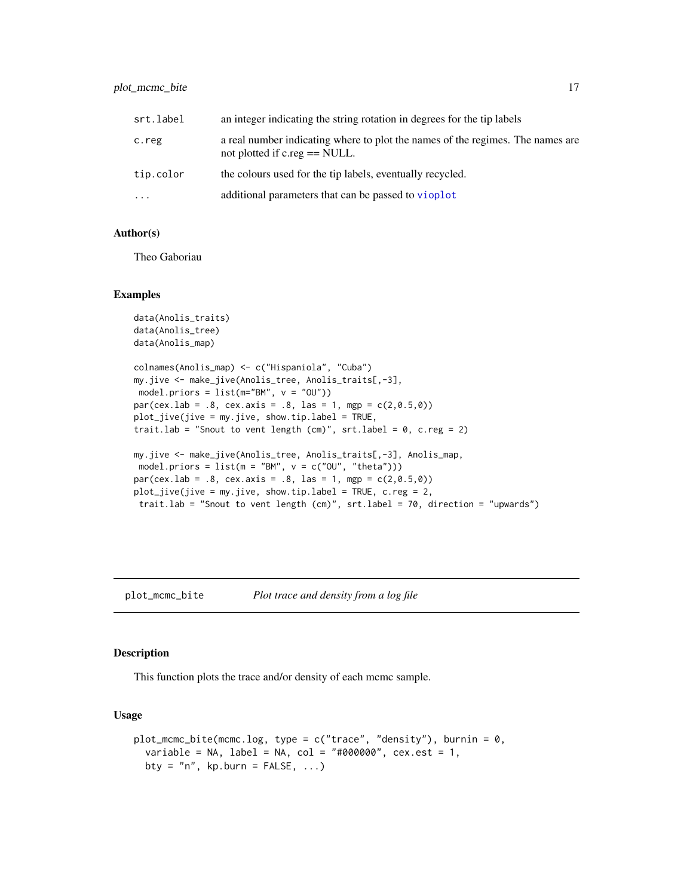| | |
|---|---|
| srt.label | an integer indicating the string rotation in degrees for the tip labels |
| c.reg | a real number indicating where to plot the names of the regimes. The names are not plotted if c.reg == NULL. |
| tip.color | the colours used for the tip labels, eventually recycled. |
| ... | additional parameters that can be passed to vioplot |

### Author(s)

Theo Gaboriau

### Examples

```
data(Anolis_traits)
data(Anolis_tree)
data(Anolis_map)

colnames(Anolis_map) <- c("Hispaniola", "Cuba")
my.jive <- make_jive(Anolis_tree, Anolis_traits[,-3],
 model.priors = list(m="BM", v = "OU"))
par(cex.lab = .8, cex.axis = .8, las = 1, mgp = c(2,0.5,0))
plot_jive(jive = my.jive, show.tip.label = TRUE,
trait.lab = "Snout to vent length (cm)", srt.label = 0, c.reg = 2)

my.jive <- make_jive(Anolis_tree, Anolis_traits[,-3], Anolis_map,
 model.priors = list(m = "BM", v = c("OU", "theta")))
par(cex.lab = .8, cex.axis = .8, las = 1, mgp = c(2,0.5,0))
plot_jive(jive = my.jive, show.tip.label = TRUE, c.reg = 2,
 trait.lab = "Snout to vent length (cm)", srt.label = 70, direction = "upwards")
```

## plot_mcmc_bite — *Plot trace and density from a log file*

### Description

This function plots the trace and/or density of each mcmc sample.

### Usage

```
plot_mcmc_bite(mcmc.log, type = c("trace", "density"), burnin = 0,
  variable = NA, label = NA, col = "#000000", cex.est = 1,
  bty = "n", kp.burn = FALSE, ...)
```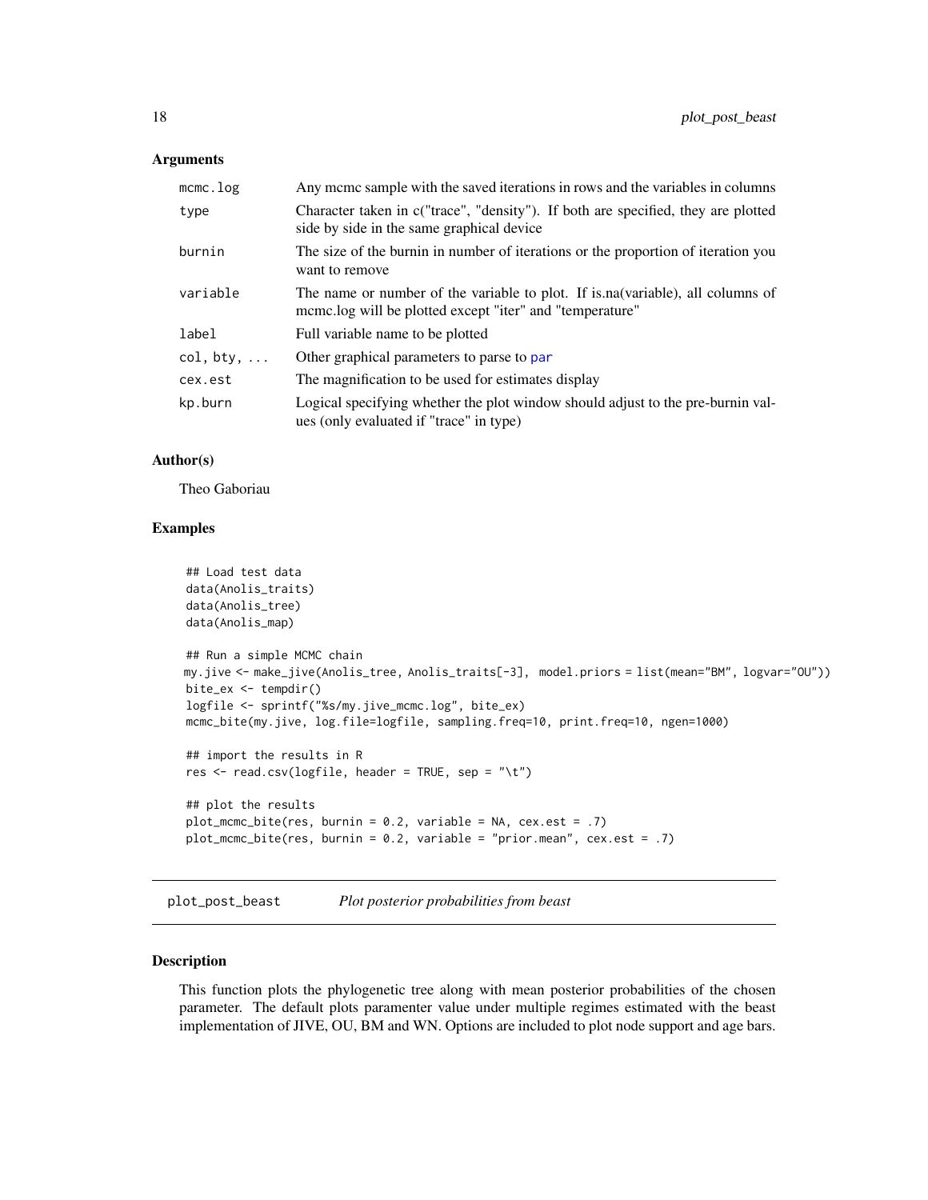## Arguments

| | |
|---|---|
| mcmc.log | Any mcmc sample with the saved iterations in rows and the variables in columns |
| type | Character taken in c("trace", "density"). If both are specified, they are plotted side by side in the same graphical device |
| burnin | The size of the burnin in number of iterations or the proportion of iteration you want to remove |
| variable | The name or number of the variable to plot. If is.na(variable), all columns of mcmc.log will be plotted except "iter" and "temperature" |
| label | Full variable name to be plotted |
| col, bty, ... | Other graphical parameters to parse to par |
| cex.est | The magnification to be used for estimates display |
| kp.burn | Logical specifying whether the plot window should adjust to the pre-burnin values (only evaluated if "trace" in type) |

## Author(s)

Theo Gaboriau

## Examples

```
## Load test data
data(Anolis_traits)
data(Anolis_tree)
data(Anolis_map)

## Run a simple MCMC chain
my.jive <- make_jive(Anolis_tree, Anolis_traits[-3], model.priors = list(mean="BM", logvar="OU"))
bite_ex <- tempdir()
logfile <- sprintf("%s/my.jive_mcmc.log", bite_ex)
mcmc_bite(my.jive, log.file=logfile, sampling.freq=10, print.freq=10, ngen=1000)

## import the results in R
res <- read.csv(logfile, header = TRUE, sep = "\t")

## plot the results
plot_mcmc_bite(res, burnin = 0.2, variable = NA, cex.est = .7)
plot_mcmc_bite(res, burnin = 0.2, variable = "prior.mean", cex.est = .7)
```

---

# plot_post_beast *Plot posterior probabilities from beast*

## Description

This function plots the phylogenetic tree along with mean posterior probabilities of the chosen parameter. The default plots paramenter value under multiple regimes estimated with the beast implementation of JIVE, OU, BM and WN. Options are included to plot node support and age bars.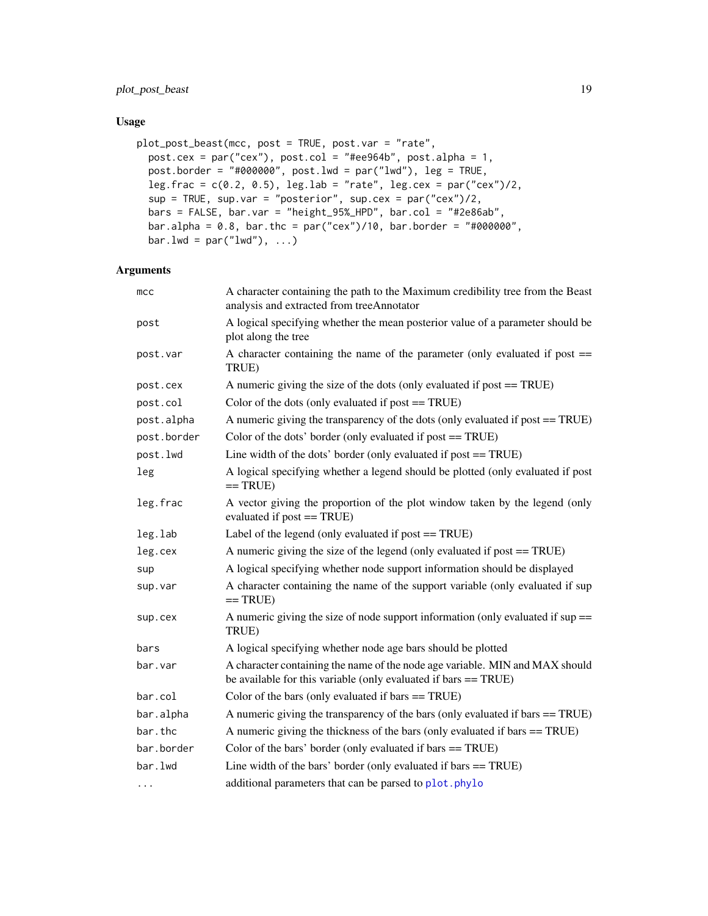## Usage

```
plot_post_beast(mcc, post = TRUE, post.var = "rate",
  post.cex = par("cex"), post.col = "#ee964b", post.alpha = 1,
  post.border = "#000000", post.lwd = par("lwd"), leg = TRUE,
  leg.frac = c(0.2, 0.5), leg.lab = "rate", leg.cex = par("cex")/2,
  sup = TRUE, sup.var = "posterior", sup.cex = par("cex")/2,
  bars = FALSE, bar.var = "height_95%_HPD", bar.col = "#2e86ab",
  bar.alpha = 0.8, bar.thc = par("cex")/10, bar.border = "#000000",
  bar.lwd = par("lwd"), ...)
```

## Arguments

| Argument | Description |
|---|---|
| `mcc` | A character containing the path to the Maximum credibility tree from the Beast analysis and extracted from treeAnnotator |
| `post` | A logical specifying whether the mean posterior value of a parameter should be plot along the tree |
| `post.var` | A character containing the name of the parameter (only evaluated if post == TRUE) |
| `post.cex` | A numeric giving the size of the dots (only evaluated if post == TRUE) |
| `post.col` | Color of the dots (only evaluated if post == TRUE) |
| `post.alpha` | A numeric giving the transparency of the dots (only evaluated if post == TRUE) |
| `post.border` | Color of the dots' border (only evaluated if post == TRUE) |
| `post.lwd` | Line width of the dots' border (only evaluated if post == TRUE) |
| `leg` | A logical specifying whether a legend should be plotted (only evaluated if post == TRUE) |
| `leg.frac` | A vector giving the proportion of the plot window taken by the legend (only evaluated if post == TRUE) |
| `leg.lab` | Label of the legend (only evaluated if post == TRUE) |
| `leg.cex` | A numeric giving the size of the legend (only evaluated if post == TRUE) |
| `sup` | A logical specifying whether node support information should be displayed |
| `sup.var` | A character containing the name of the support variable (only evaluated if sup == TRUE) |
| `sup.cex` | A numeric giving the size of node support information (only evaluated if sup == TRUE) |
| `bars` | A logical specifying whether node age bars should be plotted |
| `bar.var` | A character containing the name of the node age variable. MIN and MAX should be available for this variable (only evaluated if bars == TRUE) |
| `bar.col` | Color of the bars (only evaluated if bars == TRUE) |
| `bar.alpha` | A numeric giving the transparency of the bars (only evaluated if bars == TRUE) |
| `bar.thc` | A numeric giving the thickness of the bars (only evaluated if bars == TRUE) |
| `bar.border` | Color of the bars' border (only evaluated if bars == TRUE) |
| `bar.lwd` | Line width of the bars' border (only evaluated if bars == TRUE) |
| `...` | additional parameters that can be parsed to `plot.phylo` |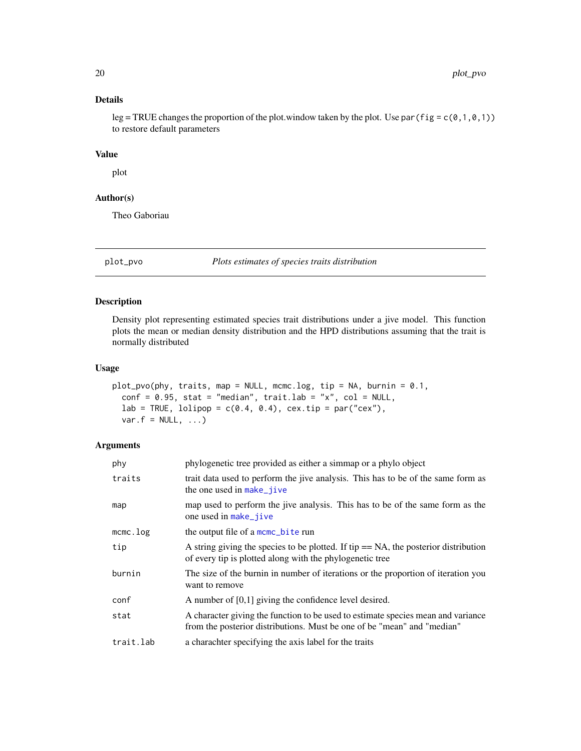### Details

leg = TRUE changes the proportion of the plot.window taken by the plot. Use `par(fig = c(0,1,0,1))` to restore default parameters

### Value

plot

### Author(s)

Theo Gaboriau

---

## plot_pvo — *Plots estimates of species traits distribution*

### Description

Density plot representing estimated species trait distributions under a jive model. This function plots the mean or median density distribution and the HPD distributions assuming that the trait is normally distributed

### Usage

```
plot_pvo(phy, traits, map = NULL, mcmc.log, tip = NA, burnin = 0.1,
  conf = 0.95, stat = "median", trait.lab = "x", col = NULL,
  lab = TRUE, lolipop = c(0.4, 0.4), cex.tip = par("cex"),
  var.f = NULL, ...)
```

### Arguments

| | |
|---|---|
| `phy` | phylogenetic tree provided as either a simmap or a phylo object |
| `traits` | trait data used to perform the jive analysis. This has to be of the same form as the one used in `make_jive` |
| `map` | map used to perform the jive analysis. This has to be of the same form as the one used in `make_jive` |
| `mcmc.log` | the output file of a `mcmc_bite` run |
| `tip` | A string giving the species to be plotted. If tip == NA, the posterior distribution of every tip is plotted along with the phylogenetic tree |
| `burnin` | The size of the burnin in number of iterations or the proportion of iteration you want to remove |
| `conf` | A number of [0,1] giving the confidence level desired. |
| `stat` | A character giving the function to be used to estimate species mean and variance from the posterior distributions. Must be one of be "mean" and "median" |
| `trait.lab` | a charachter specifying the axis label for the traits |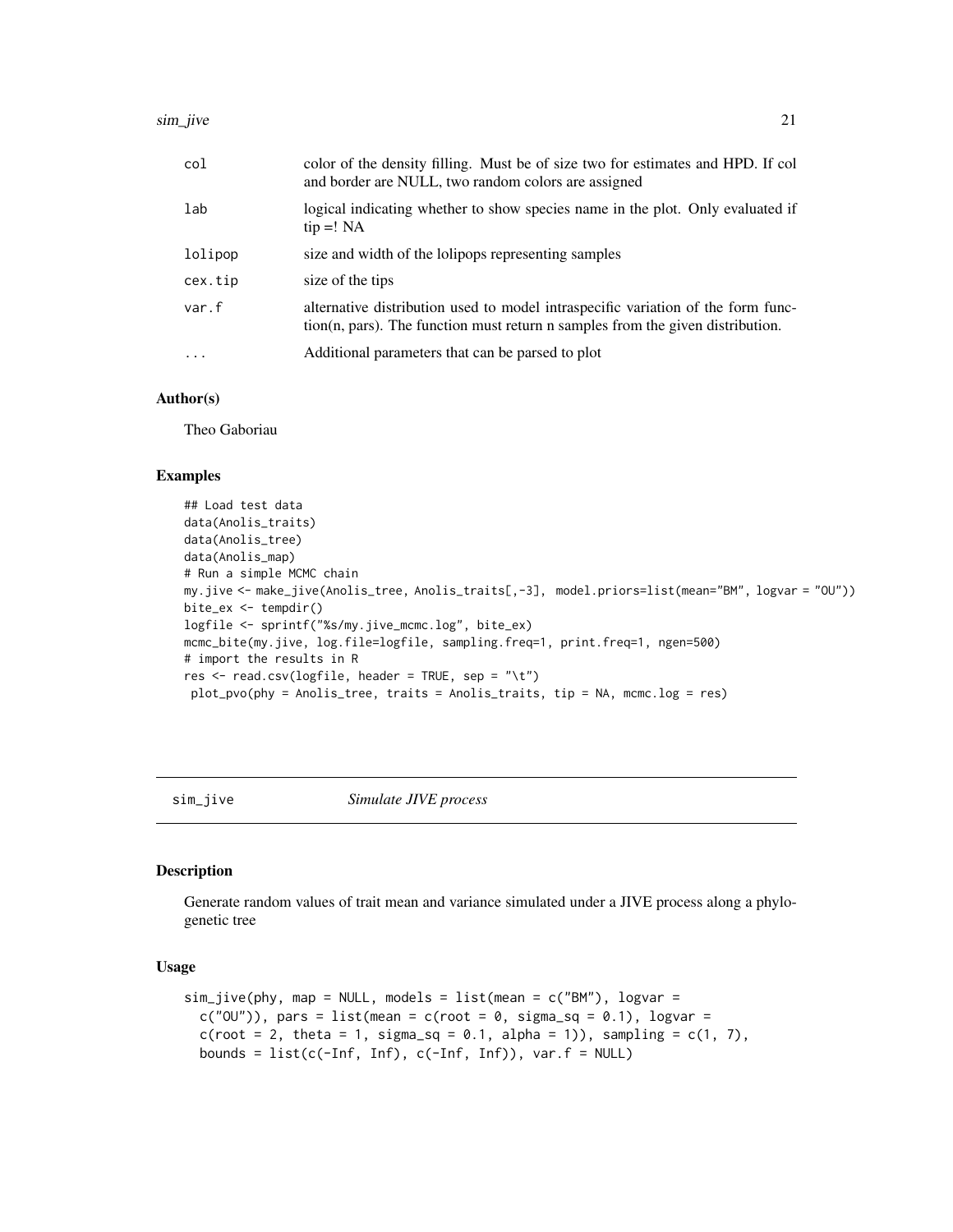| | |
|---|---|
| col | color of the density filling. Must be of size two for estimates and HPD. If col and border are NULL, two random colors are assigned |
| lab | logical indicating whether to show species name in the plot. Only evaluated if tip =! NA |
| lolipop | size and width of the lolipops representing samples |
| cex.tip | size of the tips |
| var.f | alternative distribution used to model intraspecific variation of the form function(n, pars). The function must return n samples from the given distribution. |
| ... | Additional parameters that can be parsed to plot |

### Author(s)

Theo Gaboriau

### Examples

```
## Load test data
data(Anolis_traits)
data(Anolis_tree)
data(Anolis_map)
# Run a simple MCMC chain
my.jive <- make_jive(Anolis_tree, Anolis_traits[,-3], model.priors=list(mean="BM", logvar = "OU"))
bite_ex <- tempdir()
logfile <- sprintf("%s/my.jive_mcmc.log", bite_ex)
mcmc_bite(my.jive, log.file=logfile, sampling.freq=1, print.freq=1, ngen=500)
# import the results in R
res <- read.csv(logfile, header = TRUE, sep = "\t")
 plot_pvo(phy = Anolis_tree, traits = Anolis_traits, tip = NA, mcmc.log = res)
```

---

## sim_jive *Simulate JIVE process*

### Description

Generate random values of trait mean and variance simulated under a JIVE process along a phylogenetic tree

### Usage

```
sim_jive(phy, map = NULL, models = list(mean = c("BM"), logvar =
  c("OU")), pars = list(mean = c(root = 0, sigma_sq = 0.1), logvar =
  c(root = 2, theta = 1, sigma_sq = 0.1, alpha = 1)), sampling = c(1, 7),
  bounds = list(c(-Inf, Inf), c(-Inf, Inf)), var.f = NULL)
```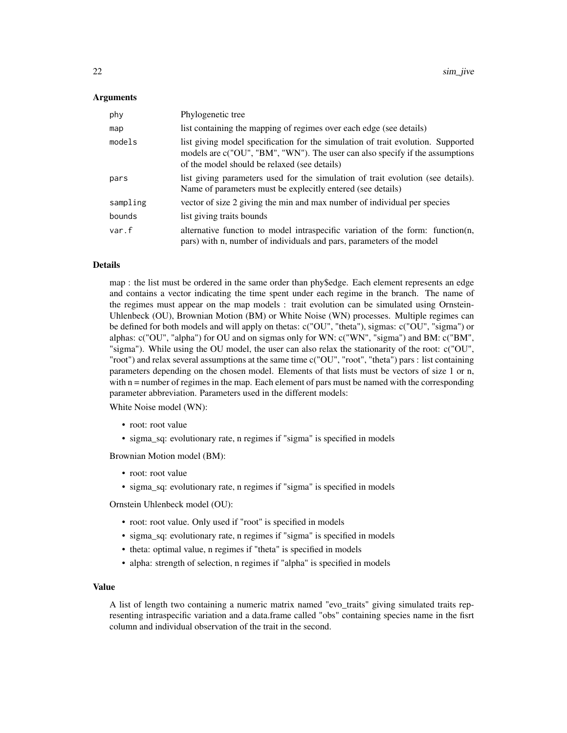### Arguments

| | |
|---|---|
| `phy` | Phylogenetic tree |
| `map` | list containing the mapping of regimes over each edge (see details) |
| `models` | list giving model specification for the simulation of trait evolution. Supported models are c("OU", "BM", "WN"). The user can also specify if the assumptions of the model should be relaxed (see details) |
| `pars` | list giving parameters used for the simulation of trait evolution (see details). Name of parameters must be explecitly entered (see details) |
| `sampling` | vector of size 2 giving the min and max number of individual per species |
| `bounds` | list giving traits bounds |
| `var.f` | alternative function to model intraspecific variation of the form: function(n, pars) with n, number of individuals and pars, parameters of the model |

### Details

map : the list must be ordered in the same order than phy$edge. Each element represents an edge and contains a vector indicating the time spent under each regime in the branch. The name of the regimes must appear on the map models : trait evolution can be simulated using Ornstein-Uhlenbeck (OU), Brownian Motion (BM) or White Noise (WN) processes. Multiple regimes can be defined for both models and will apply on thetas: c("OU", "theta"), sigmas: c("OU", "sigma") or alphas: c("OU", "alpha") for OU and on sigmas only for WN: c("WN", "sigma") and BM: c("BM", "sigma"). While using the OU model, the user can also relax the stationarity of the root: c("OU", "root") and relax several assumptions at the same time c("OU", "root", "theta") pars : list containing parameters depending on the chosen model. Elements of that lists must be vectors of size 1 or n, with n = number of regimes in the map. Each element of pars must be named with the corresponding parameter abbreviation. Parameters used in the different models:

White Noise model (WN):

- root: root value
- sigma_sq: evolutionary rate, n regimes if "sigma" is specified in models

Brownian Motion model (BM):

- root: root value
- sigma_sq: evolutionary rate, n regimes if "sigma" is specified in models

Ornstein Uhlenbeck model (OU):

- root: root value. Only used if "root" is specified in models
- sigma_sq: evolutionary rate, n regimes if "sigma" is specified in models
- theta: optimal value, n regimes if "theta" is specified in models
- alpha: strength of selection, n regimes if "alpha" is specified in models

### Value

A list of length two containing a numeric matrix named "evo_traits" giving simulated traits representing intraspecific variation and a data.frame called "obs" containing species name in the fisrt column and individual observation of the trait in the second.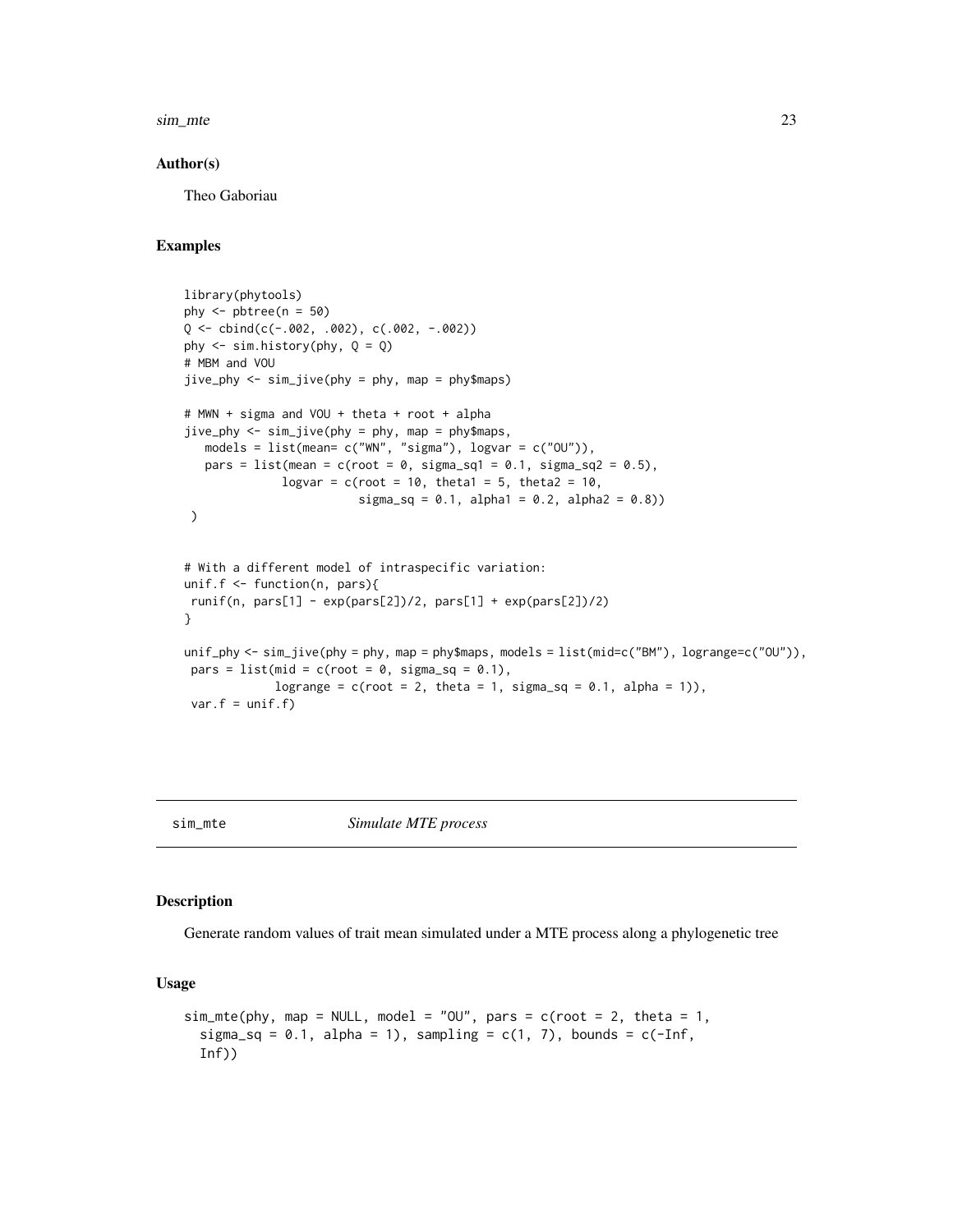### Author(s)

Theo Gaboriau

### Examples

```
library(phytools)
phy <- pbtree(n = 50)
Q <- cbind(c(-.002, .002), c(.002, -.002))
phy <- sim.history(phy, Q = Q)
# MBM and VOU
jive_phy <- sim_jive(phy = phy, map = phy$maps)

# MWN + sigma and VOU + theta + root + alpha
jive_phy <- sim_jive(phy = phy, map = phy$maps,
   models = list(mean= c("WN", "sigma"), logvar = c("OU")),
   pars = list(mean = c(root = 0, sigma_sq1 = 0.1, sigma_sq2 = 0.5),
              logvar = c(root = 10, theta1 = 5, theta2 = 10,
                         sigma_sq = 0.1, alpha1 = 0.2, alpha2 = 0.8))
 )


# With a different model of intraspecific variation:
unif.f <- function(n, pars){
 runif(n, pars[1] - exp(pars[2])/2, pars[1] + exp(pars[2])/2)
}

unif_phy <- sim_jive(phy = phy, map = phy$maps, models = list(mid=c("BM"), logrange=c("OU")),
 pars = list(mid = c(root = 0, sigma_sq = 0.1),
            logrange = c(root = 2, theta = 1, sigma_sq = 0.1, alpha = 1)),
 var.f = unif.f)
```

## sim_mte    *Simulate MTE process*

### Description

Generate random values of trait mean simulated under a MTE process along a phylogenetic tree

### Usage

```
sim_mte(phy, map = NULL, model = "OU", pars = c(root = 2, theta = 1,
  sigma_sq = 0.1, alpha = 1), sampling = c(1, 7), bounds = c(-Inf,
  Inf))
```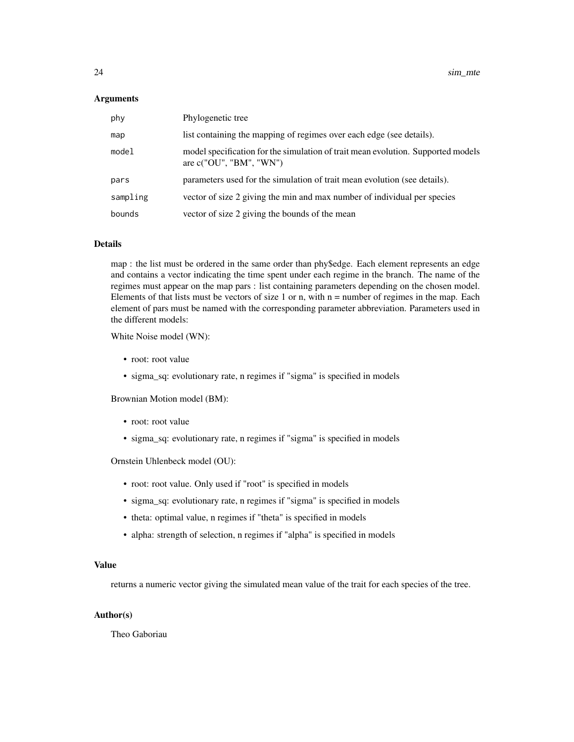### Arguments

| | |
|---|---|
| `phy` | Phylogenetic tree |
| `map` | list containing the mapping of regimes over each edge (see details). |
| `model` | model specification for the simulation of trait mean evolution. Supported models are c("OU", "BM", "WN") |
| `pars` | parameters used for the simulation of trait mean evolution (see details). |
| `sampling` | vector of size 2 giving the min and max number of individual per species |
| `bounds` | vector of size 2 giving the bounds of the mean |

### Details

map : the list must be ordered in the same order than phy$edge. Each element represents an edge and contains a vector indicating the time spent under each regime in the branch. The name of the regimes must appear on the map pars : list containing parameters depending on the chosen model. Elements of that lists must be vectors of size 1 or n, with n = number of regimes in the map. Each element of pars must be named with the corresponding parameter abbreviation. Parameters used in the different models:

White Noise model (WN):

- root: root value
- sigma_sq: evolutionary rate, n regimes if "sigma" is specified in models

Brownian Motion model (BM):

- root: root value
- sigma_sq: evolutionary rate, n regimes if "sigma" is specified in models

Ornstein Uhlenbeck model (OU):

- root: root value. Only used if "root" is specified in models
- sigma_sq: evolutionary rate, n regimes if "sigma" is specified in models
- theta: optimal value, n regimes if "theta" is specified in models
- alpha: strength of selection, n regimes if "alpha" is specified in models

### Value

returns a numeric vector giving the simulated mean value of the trait for each species of the tree.

### Author(s)

Theo Gaboriau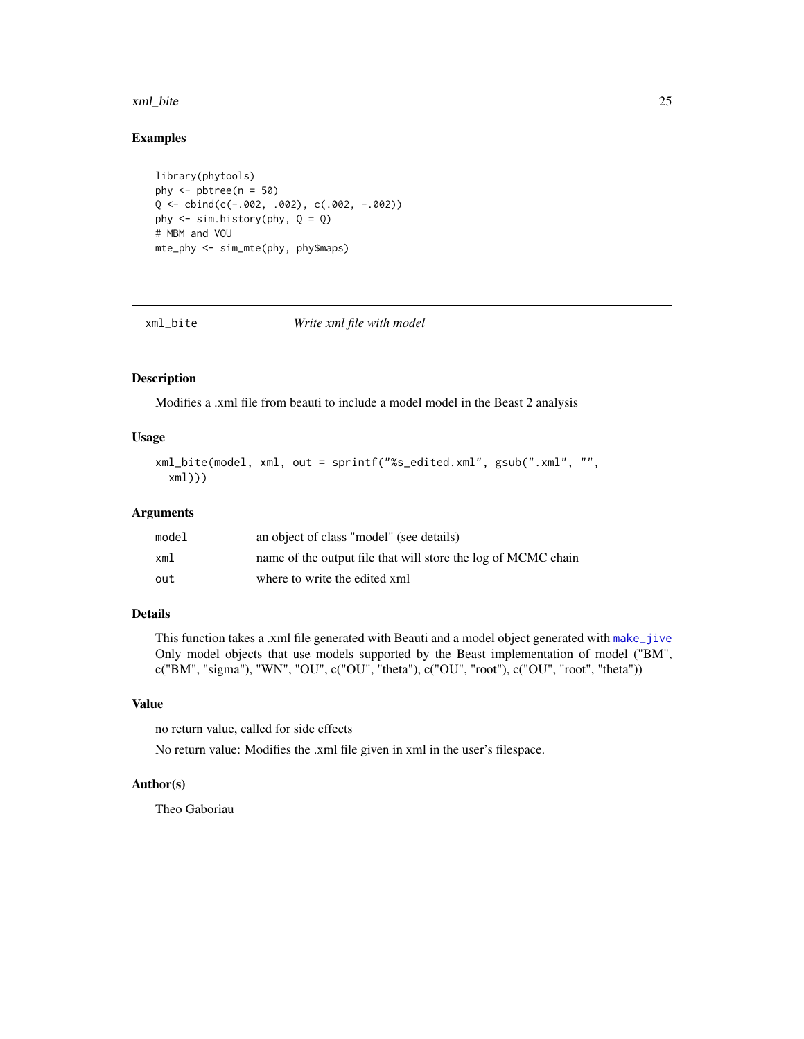## Examples

```
library(phytools)
phy <- pbtree(n = 50)
Q <- cbind(c(-.002, .002), c(.002, -.002))
phy <- sim.history(phy, Q = Q)
# MBM and VOU
mte_phy <- sim_mte(phy, phy$maps)
```

---

`xml_bite` *Write xml file with model*

---

### Description

Modifies a .xml file from beauti to include a model model in the Beast 2 analysis

### Usage

```
xml_bite(model, xml, out = sprintf("%s_edited.xml", gsub(".xml", "",
  xml)))
```

### Arguments

| | |
|---|---|
| `model` | an object of class "model" (see details) |
| `xml` | name of the output file that will store the log of MCMC chain |
| `out` | where to write the edited xml |

### Details

This function takes a .xml file generated with Beauti and a model object generated with `make_jive` Only model objects that use models supported by the Beast implementation of model ("BM", c("BM", "sigma"), "WN", "OU", c("OU", "theta"), c("OU", "root"), c("OU", "root", "theta"))

### Value

no return value, called for side effects

No return value: Modifies the .xml file given in xml in the user's filespace.

### Author(s)

Theo Gaboriau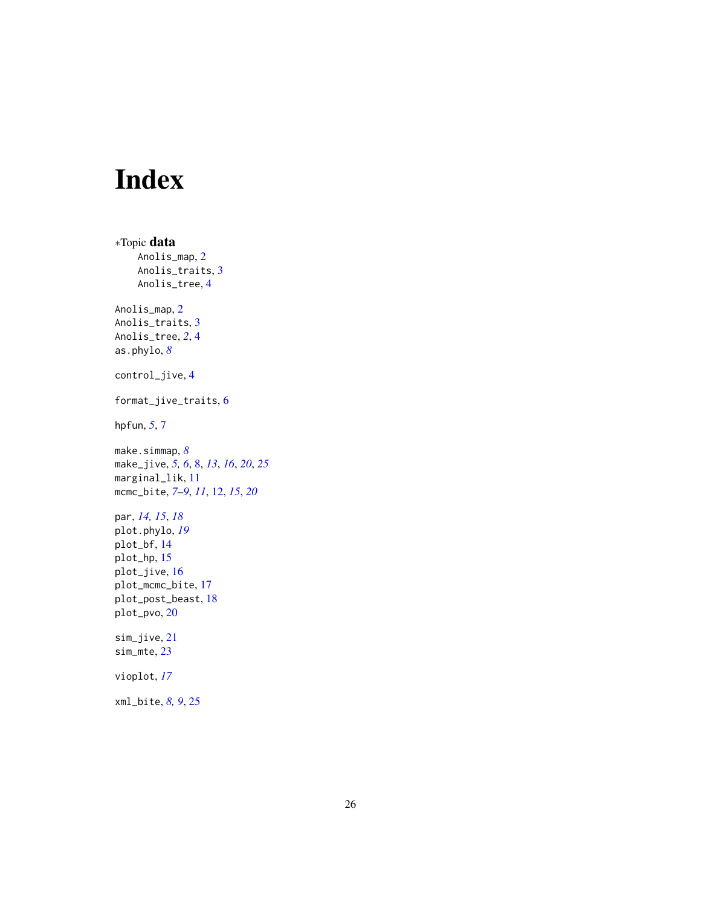# Index

∗Topic **data**

Anolis_map, 2
Anolis_traits, 3
Anolis_tree, 4

Anolis_map, 2
Anolis_traits, 3
Anolis_tree, *2*, 4
as.phylo, *8*

control_jive, 4

format_jive_traits, 6

hpfun, *5*, 7

make.simmap, *8*
make_jive, *5, 6*, 8, *13*, *16*, *20*, *25*
marginal_lik, 11
mcmc_bite, *7–9*, *11*, 12, *15*, *20*

par, *14, 15*, *18*
plot.phylo, *19*
plot_bf, 14
plot_hp, 15
plot_jive, 16
plot_mcmc_bite, 17
plot_post_beast, 18
plot_pvo, 20

sim_jive, 21
sim_mte, 23

vioplot, *17*

xml_bite, *8, 9*, 25